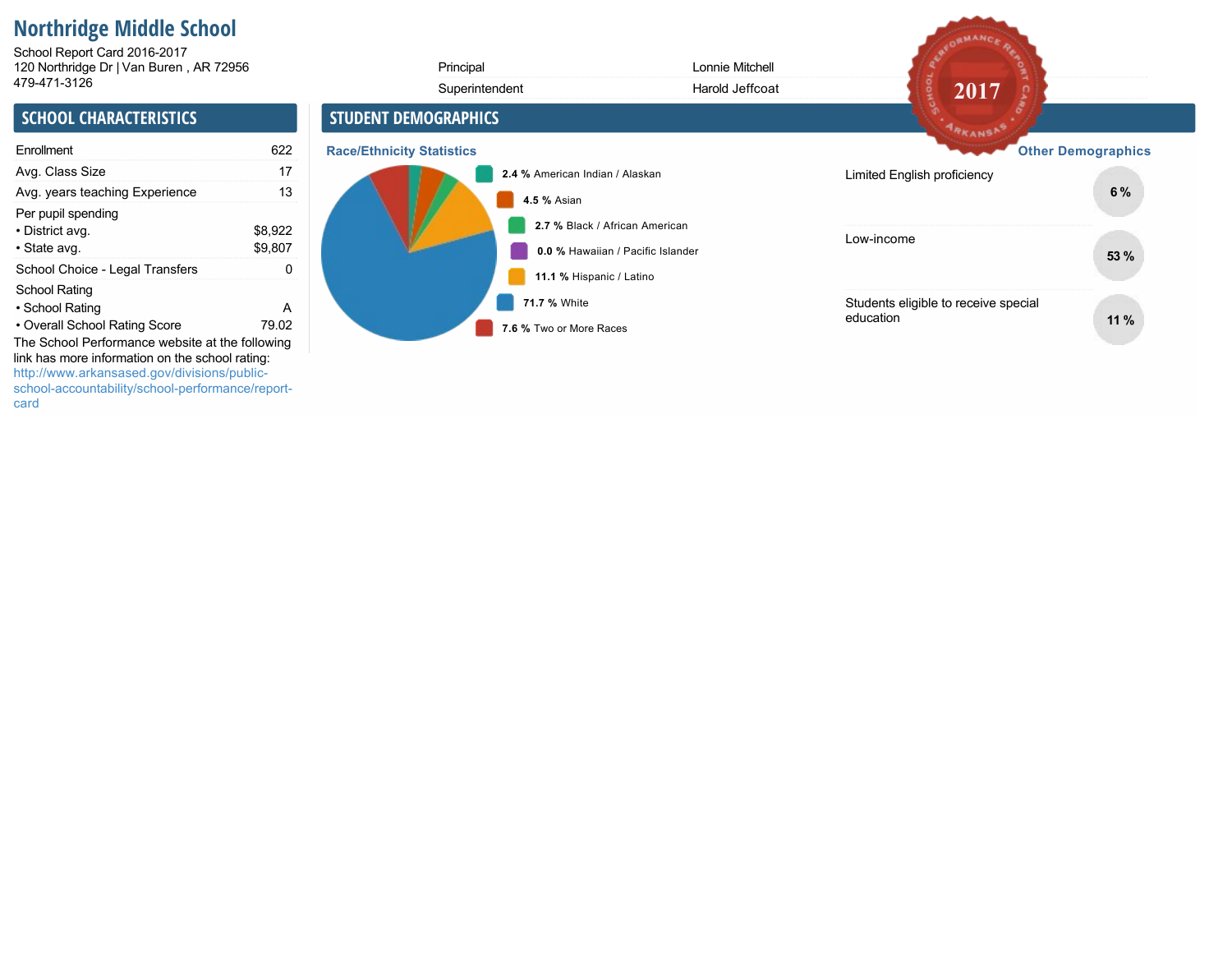# Northridge Middle School

School Report Card 2016-2017
120 Northridge Dr | Van Buren , AR 72956
479-471-3126

| | |
|---|---|
| Principal | Lonnie Mitchell |
| Superintendent | Harold Jeffcoat |

## SCHOOL CHARACTERISTICS

| | |
|---|---|
| Enrollment | 622 |
| Avg. Class Size | 17 |
| Avg. years teaching Experience | 13 |
| Per pupil spending | |
| • District avg. | $8,922 |
| • State avg. | $9,807 |
| School Choice - Legal Transfers | 0 |
| School Rating | |
| • School Rating | A |
| • Overall School Rating Score | 79.02 |

The School Performance website at the following link has more information on the school rating: http://www.arkansased.gov/divisions/public-school-accountability/school-performance/report-card

## STUDENT DEMOGRAPHICS

### Race/Ethnicity Statistics

- **2.4 %** American Indian / Alaskan
- **4.5 %** Asian
- **2.7 %** Black / African American
- **0.0 %** Hawaiian / Pacific Islander
- **11.1 %** Hispanic / Latino
- **71.7 %** White
- **7.6 %** Two or More Races

### Other Demographics

| | |
|---|---|
| Limited English proficiency | 6 % |
| Low-income | 53 % |
| Students eligible to receive special education | 11 % |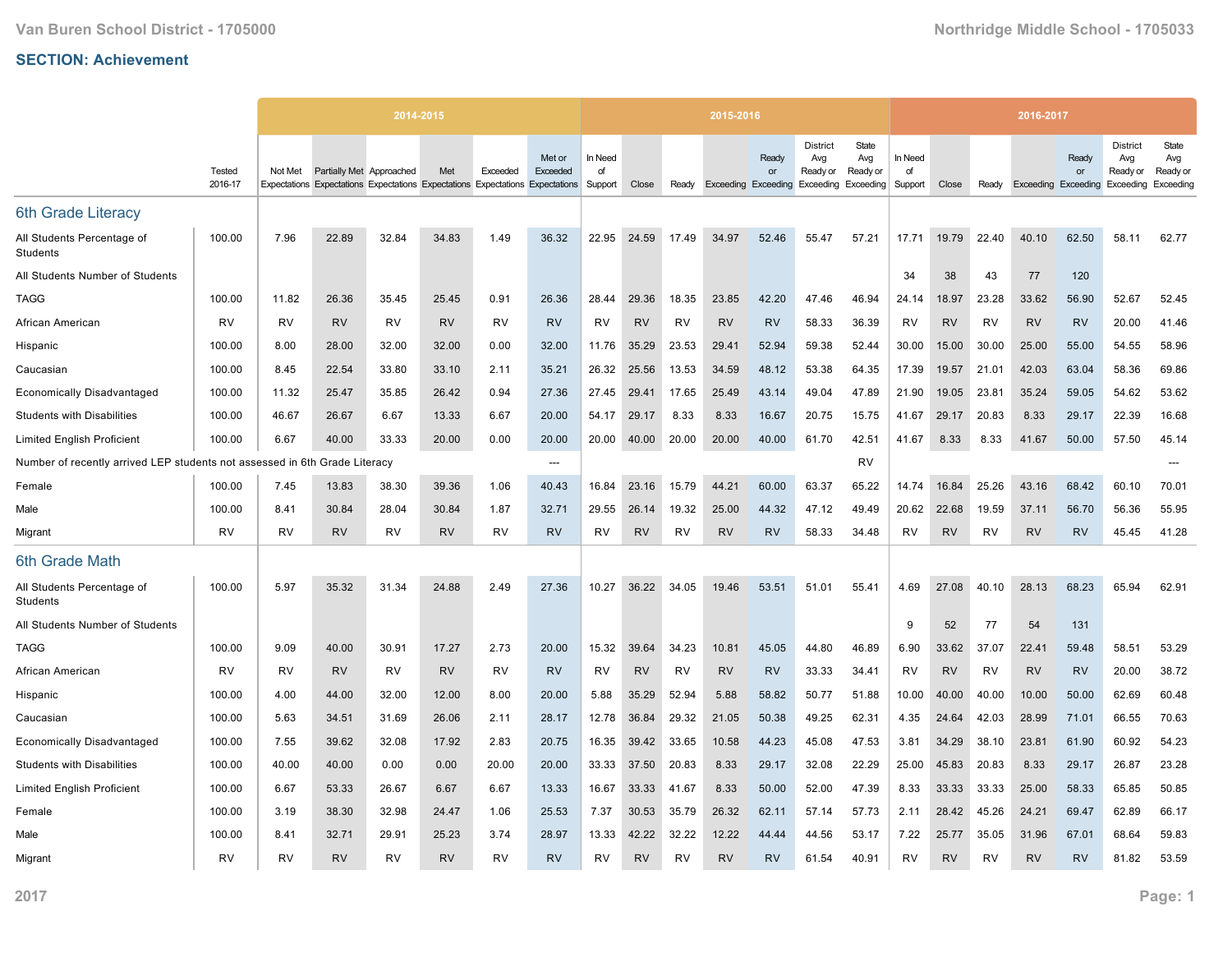## SECTION: Achievement

| | Tested 2016-17 | 2014-2015 Not Met Expectations | Partially Met Expectations | Approached Expectations | Met Expectations | Exceeded Expectations | Met or Exceeded Expectations | 2015-2016 In Need of Support | Close | Ready | Exceeding | Ready or Exceeding | District Avg Ready or Exceeding | State Avg Ready or Exceeding | 2016-2017 In Need of Support | Close | Ready | Exceeding | Ready or Exceeding | District Avg Ready or Exceeding | State Avg Ready or Exceeding |
|---|---|---|---|---|---|---|---|---|---|---|---|---|---|---|---|---|---|---|---|---|---|
| **6th Grade Literacy** | | | | | | | | | | | | | | | | | | | | | |
| All Students Percentage of Students | 100.00 | 7.96 | 22.89 | 32.84 | 34.83 | 1.49 | 36.32 | 22.95 | 24.59 | 17.49 | 34.97 | 52.46 | 55.47 | 57.21 | 17.71 | 19.79 | 22.40 | 40.10 | 62.50 | 58.11 | 62.77 |
| All Students Number of Students | | | | | | | | | | | | | | | 34 | 38 | 43 | 77 | 120 | | |
| TAGG | 100.00 | 11.82 | 26.36 | 35.45 | 25.45 | 0.91 | 26.36 | 28.44 | 29.36 | 18.35 | 23.85 | 42.20 | 47.46 | 46.94 | 24.14 | 18.97 | 23.28 | 33.62 | 56.90 | 52.67 | 52.45 |
| African American | RV | RV | RV | RV | RV | RV | RV | RV | RV | RV | RV | RV | 58.33 | 36.39 | RV | RV | RV | RV | RV | 20.00 | 41.46 |
| Hispanic | 100.00 | 8.00 | 28.00 | 32.00 | 32.00 | 0.00 | 32.00 | 11.76 | 35.29 | 23.53 | 29.41 | 52.94 | 59.38 | 52.44 | 30.00 | 15.00 | 30.00 | 25.00 | 55.00 | 54.55 | 58.96 |
| Caucasian | 100.00 | 8.45 | 22.54 | 33.80 | 33.10 | 2.11 | 35.21 | 26.32 | 25.56 | 13.53 | 34.59 | 48.12 | 53.38 | 64.35 | 17.39 | 19.57 | 21.01 | 42.03 | 63.04 | 58.36 | 69.86 |
| Economically Disadvantaged | 100.00 | 11.32 | 25.47 | 35.85 | 26.42 | 0.94 | 27.36 | 27.45 | 29.41 | 17.65 | 25.49 | 43.14 | 49.04 | 47.89 | 21.90 | 19.05 | 23.81 | 35.24 | 59.05 | 54.62 | 53.62 |
| Students with Disabilities | 100.00 | 46.67 | 26.67 | 6.67 | 13.33 | 6.67 | 20.00 | 54.17 | 29.17 | 8.33 | 8.33 | 16.67 | 20.75 | 15.75 | 41.67 | 29.17 | 20.83 | 8.33 | 29.17 | 22.39 | 16.68 |
| Limited English Proficient | 100.00 | 6.67 | 40.00 | 33.33 | 20.00 | 0.00 | 20.00 | 20.00 | 40.00 | 20.00 | 20.00 | 40.00 | 61.70 | 42.51 | 41.67 | 8.33 | 8.33 | 41.67 | 50.00 | 57.50 | 45.14 |
| Number of recently arrived LEP students not assessed in 6th Grade Literacy | | | | | | | --- | | | | | | | RV | | | | | | | --- |
| Female | 100.00 | 7.45 | 13.83 | 38.30 | 39.36 | 1.06 | 40.43 | 16.84 | 23.16 | 15.79 | 44.21 | 60.00 | 63.37 | 65.22 | 14.74 | 16.84 | 25.26 | 43.16 | 68.42 | 60.10 | 70.01 |
| Male | 100.00 | 8.41 | 30.84 | 28.04 | 30.84 | 1.87 | 32.71 | 29.55 | 26.14 | 19.32 | 25.00 | 44.32 | 47.12 | 49.49 | 20.62 | 22.68 | 19.59 | 37.11 | 56.70 | 56.36 | 55.95 |
| Migrant | RV | RV | RV | RV | RV | RV | RV | RV | RV | RV | RV | RV | 58.33 | 34.48 | RV | RV | RV | RV | RV | 45.45 | 41.28 |
| **6th Grade Math** | | | | | | | | | | | | | | | | | | | | | |
| All Students Percentage of Students | 100.00 | 5.97 | 35.32 | 31.34 | 24.88 | 2.49 | 27.36 | 10.27 | 36.22 | 34.05 | 19.46 | 53.51 | 51.01 | 55.41 | 4.69 | 27.08 | 40.10 | 28.13 | 68.23 | 65.94 | 62.91 |
| All Students Number of Students | | | | | | | | | | | | | | | 9 | 52 | 77 | 54 | 131 | | |
| TAGG | 100.00 | 9.09 | 40.00 | 30.91 | 17.27 | 2.73 | 20.00 | 15.32 | 39.64 | 34.23 | 10.81 | 45.05 | 44.80 | 46.89 | 6.90 | 33.62 | 37.07 | 22.41 | 59.48 | 58.51 | 53.29 |
| African American | RV | RV | RV | RV | RV | RV | RV | RV | RV | RV | RV | RV | 33.33 | 34.41 | RV | RV | RV | RV | RV | 20.00 | 38.72 |
| Hispanic | 100.00 | 4.00 | 44.00 | 32.00 | 12.00 | 8.00 | 20.00 | 5.88 | 35.29 | 52.94 | 5.88 | 58.82 | 50.77 | 51.88 | 10.00 | 40.00 | 40.00 | 10.00 | 50.00 | 62.69 | 60.48 |
| Caucasian | 100.00 | 5.63 | 34.51 | 31.69 | 26.06 | 2.11 | 28.17 | 12.78 | 36.84 | 29.32 | 21.05 | 50.38 | 49.25 | 62.31 | 4.35 | 24.64 | 42.03 | 28.99 | 71.01 | 66.55 | 70.63 |
| Economically Disadvantaged | 100.00 | 7.55 | 39.62 | 32.08 | 17.92 | 2.83 | 20.75 | 16.35 | 39.42 | 33.65 | 10.58 | 44.23 | 45.08 | 47.53 | 3.81 | 34.29 | 38.10 | 23.81 | 61.90 | 60.92 | 54.23 |
| Students with Disabilities | 100.00 | 40.00 | 40.00 | 0.00 | 0.00 | 20.00 | 20.00 | 33.33 | 37.50 | 20.83 | 8.33 | 29.17 | 32.08 | 22.29 | 25.00 | 45.83 | 20.83 | 8.33 | 29.17 | 26.87 | 23.28 |
| Limited English Proficient | 100.00 | 6.67 | 53.33 | 26.67 | 6.67 | 6.67 | 13.33 | 16.67 | 33.33 | 41.67 | 8.33 | 50.00 | 52.00 | 47.39 | 8.33 | 33.33 | 33.33 | 25.00 | 58.33 | 65.85 | 50.85 |
| Female | 100.00 | 3.19 | 38.30 | 32.98 | 24.47 | 1.06 | 25.53 | 7.37 | 30.53 | 35.79 | 26.32 | 62.11 | 57.14 | 57.73 | 2.11 | 28.42 | 45.26 | 24.21 | 69.47 | 62.89 | 66.17 |
| Male | 100.00 | 8.41 | 32.71 | 29.91 | 25.23 | 3.74 | 28.97 | 13.33 | 42.22 | 32.22 | 12.22 | 44.44 | 44.56 | 53.17 | 7.22 | 25.77 | 35.05 | 31.96 | 67.01 | 68.64 | 59.83 |
| Migrant | RV | RV | RV | RV | RV | RV | RV | RV | RV | RV | RV | RV | 61.54 | 40.91 | RV | RV | RV | RV | RV | 81.82 | 53.59 |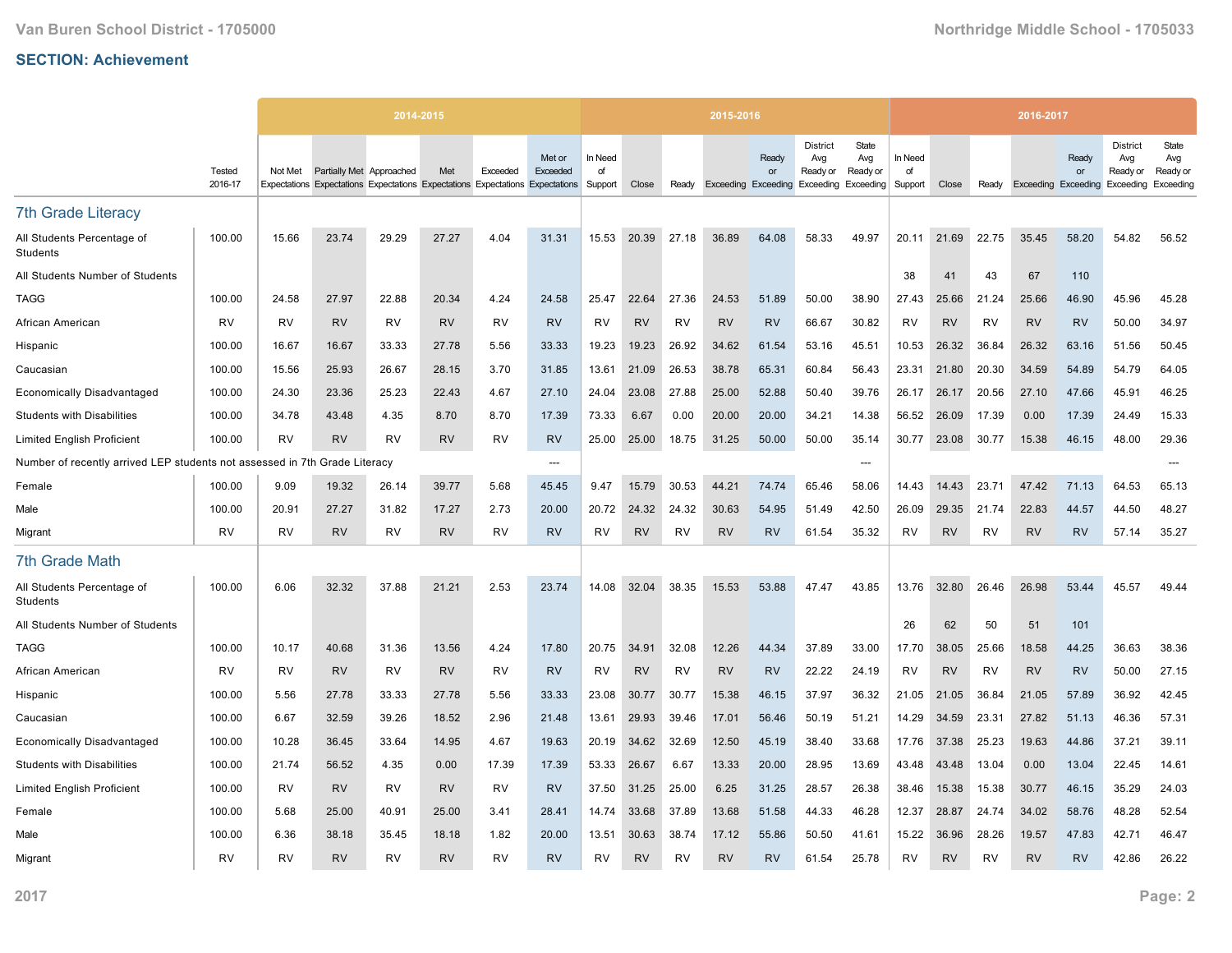## SECTION: Achievement

| | Tested 2016-17 | 2014-2015 | | | | | | 2015-2016 | | | | | | | 2016-2017 | | | | | | |
|---|---|---|---|---|---|---|---|---|---|---|---|---|---|---|---|---|---|---|---|---|---|
| | | Not Met Expectations | Partially Met Expectations | Approached Expectations | Met Expectations | Exceeded Expectations | Met or Exceeded Expectations | In Need of Support | Close | Ready | Exceeding | Ready or Exceeding | District Avg Ready or Exceeding | State Avg Ready or Exceeding | In Need of Support | Close | Ready | Exceeding | Ready or Exceeding | District Avg Ready or Exceeding | State Avg Ready or Exceeding |
| **7th Grade Literacy** | | | | | | | | | | | | | | | | | | | | | |
| All Students Percentage of Students | 100.00 | 15.66 | 23.74 | 29.29 | 27.27 | 4.04 | 31.31 | 15.53 | 20.39 | 27.18 | 36.89 | 64.08 | 58.33 | 49.97 | 20.11 | 21.69 | 22.75 | 35.45 | 58.20 | 54.82 | 56.52 |
| All Students Number of Students | | | | | | | | | | | | | | | 38 | 41 | 43 | 67 | 110 | | |
| TAGG | 100.00 | 24.58 | 27.97 | 22.88 | 20.34 | 4.24 | 24.58 | 25.47 | 22.64 | 27.36 | 24.53 | 51.89 | 50.00 | 38.90 | 27.43 | 25.66 | 21.24 | 25.66 | 46.90 | 45.96 | 45.28 |
| African American | RV | RV | RV | RV | RV | RV | RV | RV | RV | RV | RV | RV | 66.67 | 30.82 | RV | RV | RV | RV | RV | 50.00 | 34.97 |
| Hispanic | 100.00 | 16.67 | 16.67 | 33.33 | 27.78 | 5.56 | 33.33 | 19.23 | 19.23 | 26.92 | 34.62 | 61.54 | 53.16 | 45.51 | 10.53 | 26.32 | 36.84 | 26.32 | 63.16 | 51.56 | 50.45 |
| Caucasian | 100.00 | 15.56 | 25.93 | 26.67 | 28.15 | 3.70 | 31.85 | 13.61 | 21.09 | 26.53 | 38.78 | 65.31 | 60.84 | 56.43 | 23.31 | 21.80 | 20.30 | 34.59 | 54.89 | 54.79 | 64.05 |
| Economically Disadvantaged | 100.00 | 24.30 | 23.36 | 25.23 | 22.43 | 4.67 | 27.10 | 24.04 | 23.08 | 27.88 | 25.00 | 52.88 | 50.40 | 39.76 | 26.17 | 26.17 | 20.56 | 27.10 | 47.66 | 45.91 | 46.25 |
| Students with Disabilities | 100.00 | 34.78 | 43.48 | 4.35 | 8.70 | 8.70 | 17.39 | 73.33 | 6.67 | 0.00 | 20.00 | 20.00 | 34.21 | 14.38 | 56.52 | 26.09 | 17.39 | 0.00 | 17.39 | 24.49 | 15.33 |
| Limited English Proficient | 100.00 | RV | RV | RV | RV | RV | RV | 25.00 | 25.00 | 18.75 | 31.25 | 50.00 | 50.00 | 35.14 | 30.77 | 23.08 | 30.77 | 15.38 | 46.15 | 48.00 | 29.36 |
| Number of recently arrived LEP students not assessed in 7th Grade Literacy | | | | | | | --- | | | | | | | --- | | | | | | | --- |
| Female | 100.00 | 9.09 | 19.32 | 26.14 | 39.77 | 5.68 | 45.45 | 9.47 | 15.79 | 30.53 | 44.21 | 74.74 | 65.46 | 58.06 | 14.43 | 14.43 | 23.71 | 47.42 | 71.13 | 64.53 | 65.13 |
| Male | 100.00 | 20.91 | 27.27 | 31.82 | 17.27 | 2.73 | 20.00 | 20.72 | 24.32 | 24.32 | 30.63 | 54.95 | 51.49 | 42.50 | 26.09 | 29.35 | 21.74 | 22.83 | 44.57 | 44.50 | 48.27 |
| Migrant | RV | RV | RV | RV | RV | RV | RV | RV | RV | RV | RV | RV | 61.54 | 35.32 | RV | RV | RV | RV | RV | 57.14 | 35.27 |
| **7th Grade Math** | | | | | | | | | | | | | | | | | | | | | |
| All Students Percentage of Students | 100.00 | 6.06 | 32.32 | 37.88 | 21.21 | 2.53 | 23.74 | 14.08 | 32.04 | 38.35 | 15.53 | 53.88 | 47.47 | 43.85 | 13.76 | 32.80 | 26.46 | 26.98 | 53.44 | 45.57 | 49.44 |
| All Students Number of Students | | | | | | | | | | | | | | | 26 | 62 | 50 | 51 | 101 | | |
| TAGG | 100.00 | 10.17 | 40.68 | 31.36 | 13.56 | 4.24 | 17.80 | 20.75 | 34.91 | 32.08 | 12.26 | 44.34 | 37.89 | 33.00 | 17.70 | 38.05 | 25.66 | 18.58 | 44.25 | 36.63 | 38.36 |
| African American | RV | RV | RV | RV | RV | RV | RV | RV | RV | RV | RV | RV | 22.22 | 24.19 | RV | RV | RV | RV | RV | 50.00 | 27.15 |
| Hispanic | 100.00 | 5.56 | 27.78 | 33.33 | 27.78 | 5.56 | 33.33 | 23.08 | 30.77 | 30.77 | 15.38 | 46.15 | 37.97 | 36.32 | 21.05 | 21.05 | 36.84 | 21.05 | 57.89 | 36.92 | 42.45 |
| Caucasian | 100.00 | 6.67 | 32.59 | 39.26 | 18.52 | 2.96 | 21.48 | 13.61 | 29.93 | 39.46 | 17.01 | 56.46 | 50.19 | 51.21 | 14.29 | 34.59 | 23.31 | 27.82 | 51.13 | 46.36 | 57.31 |
| Economically Disadvantaged | 100.00 | 10.28 | 36.45 | 33.64 | 14.95 | 4.67 | 19.63 | 20.19 | 34.62 | 32.69 | 12.50 | 45.19 | 38.40 | 33.68 | 17.76 | 37.38 | 25.23 | 19.63 | 44.86 | 37.21 | 39.11 |
| Students with Disabilities | 100.00 | 21.74 | 56.52 | 4.35 | 0.00 | 17.39 | 17.39 | 53.33 | 26.67 | 6.67 | 13.33 | 20.00 | 28.95 | 13.69 | 43.48 | 43.48 | 13.04 | 0.00 | 13.04 | 22.45 | 14.61 |
| Limited English Proficient | 100.00 | RV | RV | RV | RV | RV | RV | 37.50 | 31.25 | 25.00 | 6.25 | 31.25 | 28.57 | 26.38 | 38.46 | 15.38 | 15.38 | 30.77 | 46.15 | 35.29 | 24.03 |
| Female | 100.00 | 5.68 | 25.00 | 40.91 | 25.00 | 3.41 | 28.41 | 14.74 | 33.68 | 37.89 | 13.68 | 51.58 | 44.33 | 46.28 | 12.37 | 28.87 | 24.74 | 34.02 | 58.76 | 48.28 | 52.54 |
| Male | 100.00 | 6.36 | 38.18 | 35.45 | 18.18 | 1.82 | 20.00 | 13.51 | 30.63 | 38.74 | 17.12 | 55.86 | 50.50 | 41.61 | 15.22 | 36.96 | 28.26 | 19.57 | 47.83 | 42.71 | 46.47 |
| Migrant | RV | RV | RV | RV | RV | RV | RV | RV | RV | RV | RV | RV | 61.54 | 25.78 | RV | RV | RV | RV | RV | 42.86 | 26.22 |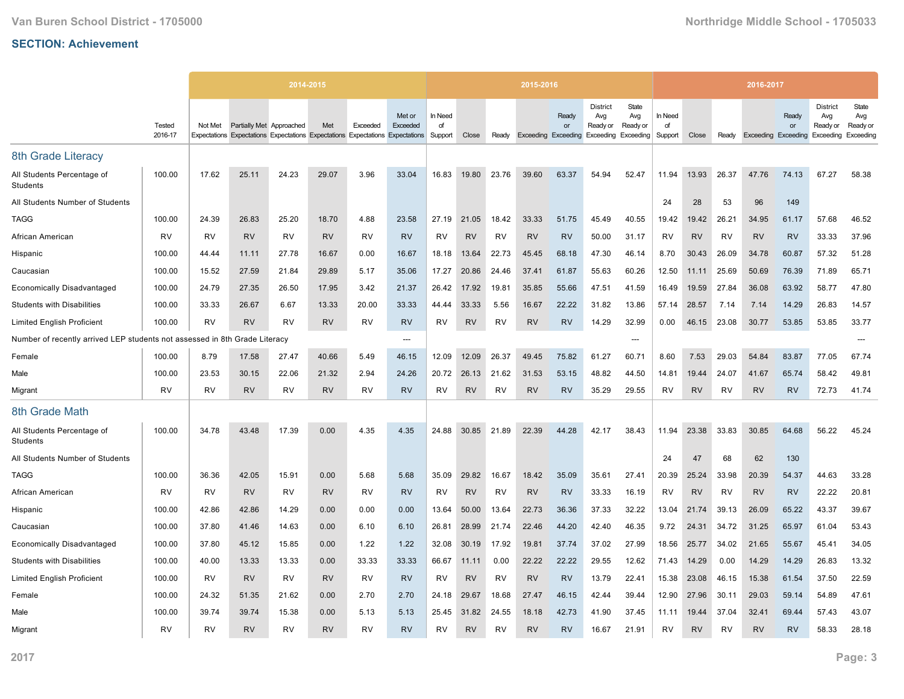Van Buren School District - 1705000 | Northridge Middle School - 1705033

## SECTION: Achievement

| | Tested 2016-17 | 2014-2015 Not Met Expectations | 2014-2015 Partially Met Expectations | 2014-2015 Approached Expectations | 2014-2015 Met Expectations | 2014-2015 Exceeded Expectations | 2014-2015 Met or Exceeded Expectations | 2015-2016 In Need of Support | 2015-2016 Close | 2015-2016 Ready | 2015-2016 Exceeding | 2015-2016 Ready or Exceeding | 2015-2016 District Avg Ready or Exceeding | 2015-2016 State Avg Ready or Exceeding | 2016-2017 In Need of Support | 2016-2017 Close | 2016-2017 Ready | 2016-2017 Exceeding | 2016-2017 Ready or Exceeding | 2016-2017 District Avg Ready or Exceeding | 2016-2017 State Avg Ready or Exceeding |
|---|---|---|---|---|---|---|---|---|---|---|---|---|---|---|---|---|---|---|---|---|---|
| **8th Grade Literacy** | | | | | | | | | | | | | | | | | | | | | |
| All Students Percentage of Students | 100.00 | 17.62 | 25.11 | 24.23 | 29.07 | 3.96 | 33.04 | 16.83 | 19.80 | 23.76 | 39.60 | 63.37 | 54.94 | 52.47 | 11.94 | 13.93 | 26.37 | 47.76 | 74.13 | 67.27 | 58.38 |
| All Students Number of Students | | | | | | | | | | | | | | | 24 | 28 | 53 | 96 | 149 | | |
| TAGG | 100.00 | 24.39 | 26.83 | 25.20 | 18.70 | 4.88 | 23.58 | 27.19 | 21.05 | 18.42 | 33.33 | 51.75 | 45.49 | 40.55 | 19.42 | 19.42 | 26.21 | 34.95 | 61.17 | 57.68 | 46.52 |
| African American | RV | RV | RV | RV | RV | RV | RV | RV | RV | RV | RV | RV | 50.00 | 31.17 | RV | RV | RV | RV | RV | 33.33 | 37.96 |
| Hispanic | 100.00 | 44.44 | 11.11 | 27.78 | 16.67 | 0.00 | 16.67 | 18.18 | 13.64 | 22.73 | 45.45 | 68.18 | 47.30 | 46.14 | 8.70 | 30.43 | 26.09 | 34.78 | 60.87 | 57.32 | 51.28 |
| Caucasian | 100.00 | 15.52 | 27.59 | 21.84 | 29.89 | 5.17 | 35.06 | 17.27 | 20.86 | 24.46 | 37.41 | 61.87 | 55.63 | 60.26 | 12.50 | 11.11 | 25.69 | 50.69 | 76.39 | 71.89 | 65.71 |
| Economically Disadvantaged | 100.00 | 24.79 | 27.35 | 26.50 | 17.95 | 3.42 | 21.37 | 26.42 | 17.92 | 19.81 | 35.85 | 55.66 | 47.51 | 41.59 | 16.49 | 19.59 | 27.84 | 36.08 | 63.92 | 58.77 | 47.80 |
| Students with Disabilities | 100.00 | 33.33 | 26.67 | 6.67 | 13.33 | 20.00 | 33.33 | 44.44 | 33.33 | 5.56 | 16.67 | 22.22 | 31.82 | 13.86 | 57.14 | 28.57 | 7.14 | 7.14 | 14.29 | 26.83 | 14.57 |
| Limited English Proficient | 100.00 | RV | RV | RV | RV | RV | RV | RV | RV | RV | RV | RV | 14.29 | 32.99 | 0.00 | 46.15 | 23.08 | 30.77 | 53.85 | 53.85 | 33.77 |
| Number of recently arrived LEP students not assessed in 8th Grade Literacy | | | | | | | --- | | | | | | | --- | | | | | | | --- |
| Female | 100.00 | 8.79 | 17.58 | 27.47 | 40.66 | 5.49 | 46.15 | 12.09 | 12.09 | 26.37 | 49.45 | 75.82 | 61.27 | 60.71 | 8.60 | 7.53 | 29.03 | 54.84 | 83.87 | 77.05 | 67.74 |
| Male | 100.00 | 23.53 | 30.15 | 22.06 | 21.32 | 2.94 | 24.26 | 20.72 | 26.13 | 21.62 | 31.53 | 53.15 | 48.82 | 44.50 | 14.81 | 19.44 | 24.07 | 41.67 | 65.74 | 58.42 | 49.81 |
| Migrant | RV | RV | RV | RV | RV | RV | RV | RV | RV | RV | RV | RV | 35.29 | 29.55 | RV | RV | RV | RV | RV | 72.73 | 41.74 |
| **8th Grade Math** | | | | | | | | | | | | | | | | | | | | | |
| All Students Percentage of Students | 100.00 | 34.78 | 43.48 | 17.39 | 0.00 | 4.35 | 4.35 | 24.88 | 30.85 | 21.89 | 22.39 | 44.28 | 42.17 | 38.43 | 11.94 | 23.38 | 33.83 | 30.85 | 64.68 | 56.22 | 45.24 |
| All Students Number of Students | | | | | | | | | | | | | | | 24 | 47 | 68 | 62 | 130 | | |
| TAGG | 100.00 | 36.36 | 42.05 | 15.91 | 0.00 | 5.68 | 5.68 | 35.09 | 29.82 | 16.67 | 18.42 | 35.09 | 35.61 | 27.41 | 20.39 | 25.24 | 33.98 | 20.39 | 54.37 | 44.63 | 33.28 |
| African American | RV | RV | RV | RV | RV | RV | RV | RV | RV | RV | RV | RV | 33.33 | 16.19 | RV | RV | RV | RV | RV | 22.22 | 20.81 |
| Hispanic | 100.00 | 42.86 | 42.86 | 14.29 | 0.00 | 0.00 | 0.00 | 13.64 | 50.00 | 13.64 | 22.73 | 36.36 | 37.33 | 32.22 | 13.04 | 21.74 | 39.13 | 26.09 | 65.22 | 43.37 | 39.67 |
| Caucasian | 100.00 | 37.80 | 41.46 | 14.63 | 0.00 | 6.10 | 6.10 | 26.81 | 28.99 | 21.74 | 22.46 | 44.20 | 42.40 | 46.35 | 9.72 | 24.31 | 34.72 | 31.25 | 65.97 | 61.04 | 53.43 |
| Economically Disadvantaged | 100.00 | 37.80 | 45.12 | 15.85 | 0.00 | 1.22 | 1.22 | 32.08 | 30.19 | 17.92 | 19.81 | 37.74 | 37.02 | 27.99 | 18.56 | 25.77 | 34.02 | 21.65 | 55.67 | 45.41 | 34.05 |
| Students with Disabilities | 100.00 | 40.00 | 13.33 | 13.33 | 0.00 | 33.33 | 33.33 | 66.67 | 11.11 | 0.00 | 22.22 | 22.22 | 29.55 | 12.62 | 71.43 | 14.29 | 0.00 | 14.29 | 14.29 | 26.83 | 13.32 |
| Limited English Proficient | 100.00 | RV | RV | RV | RV | RV | RV | RV | RV | RV | RV | RV | 13.79 | 22.41 | 15.38 | 23.08 | 46.15 | 15.38 | 61.54 | 37.50 | 22.59 |
| Female | 100.00 | 24.32 | 51.35 | 21.62 | 0.00 | 2.70 | 2.70 | 24.18 | 29.67 | 18.68 | 27.47 | 46.15 | 42.44 | 39.44 | 12.90 | 27.96 | 30.11 | 29.03 | 59.14 | 54.89 | 47.61 |
| Male | 100.00 | 39.74 | 39.74 | 15.38 | 0.00 | 5.13 | 5.13 | 25.45 | 31.82 | 24.55 | 18.18 | 42.73 | 41.90 | 37.45 | 11.11 | 19.44 | 37.04 | 32.41 | 69.44 | 57.43 | 43.07 |
| Migrant | RV | RV | RV | RV | RV | RV | RV | RV | RV | RV | RV | RV | 16.67 | 21.91 | RV | RV | RV | RV | RV | 58.33 | 28.18 |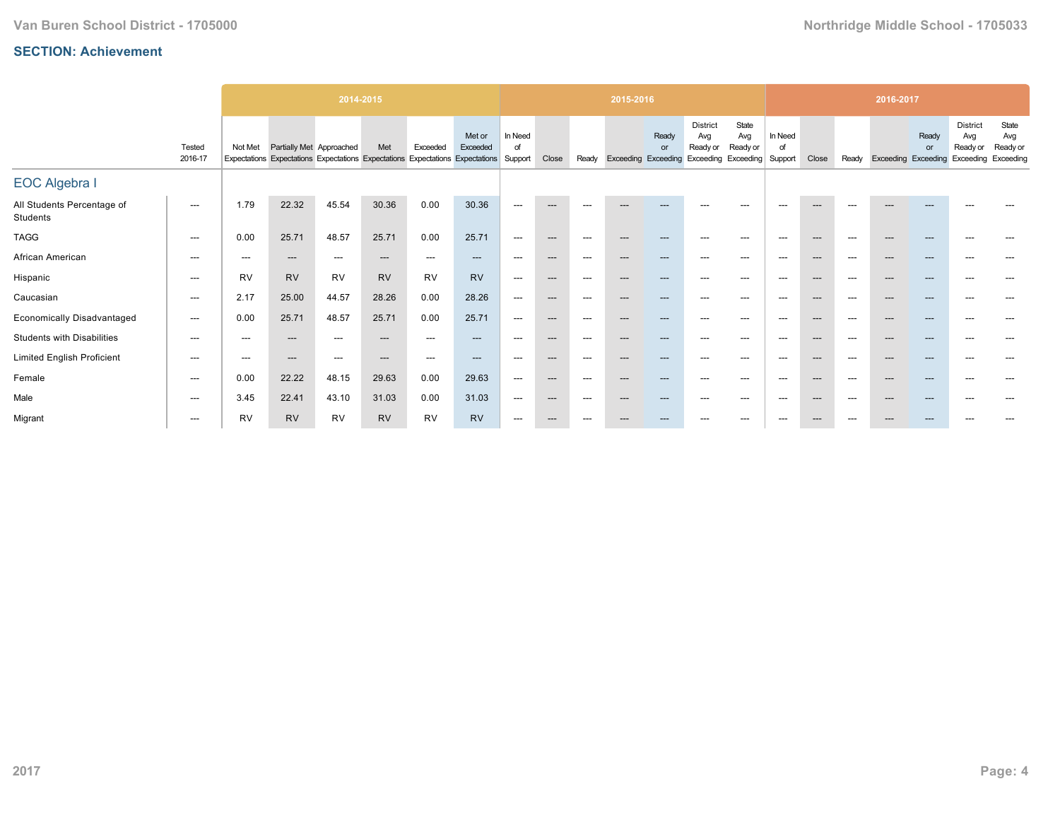Van Buren School District - 1705000

Northridge Middle School - 1705033

## SECTION: Achievement

| | | 2014-2015 | | | | | | 2015-2016 | | | | | | | 2016-2017 | | | | | | |
|---|---|---|---|---|---|---|---|---|---|---|---|---|---|---|---|---|---|---|---|---|---|
| | Tested 2016-17 | Not Met Expectations | Partially Met Expectations | Approached Expectations | Met Expectations | Exceeded Expectations | Met or Exceeded Expectations | In Need of Support | Close | Ready | Exceeding | Ready or Exceeding | District Avg Ready or Exceeding | State Avg Ready or Exceeding | In Need of Support | Close | Ready | Exceeding | Ready or Exceeding | District Avg Ready or Exceeding | State Avg Ready or Exceeding |
| **EOC Algebra I** | | | | | | | | | | | | | | | | | | | | | |
| All Students Percentage of Students | --- | 1.79 | 22.32 | 45.54 | 30.36 | 0.00 | 30.36 | --- | --- | --- | --- | --- | --- | --- | --- | --- | --- | --- | --- | --- | --- |
| TAGG | --- | 0.00 | 25.71 | 48.57 | 25.71 | 0.00 | 25.71 | --- | --- | --- | --- | --- | --- | --- | --- | --- | --- | --- | --- | --- | --- |
| African American | --- | --- | --- | --- | --- | --- | --- | --- | --- | --- | --- | --- | --- | --- | --- | --- | --- | --- | --- | --- | --- |
| Hispanic | --- | RV | RV | RV | RV | RV | RV | --- | --- | --- | --- | --- | --- | --- | --- | --- | --- | --- | --- | --- | --- |
| Caucasian | --- | 2.17 | 25.00 | 44.57 | 28.26 | 0.00 | 28.26 | --- | --- | --- | --- | --- | --- | --- | --- | --- | --- | --- | --- | --- | --- |
| Economically Disadvantaged | --- | 0.00 | 25.71 | 48.57 | 25.71 | 0.00 | 25.71 | --- | --- | --- | --- | --- | --- | --- | --- | --- | --- | --- | --- | --- | --- |
| Students with Disabilities | --- | --- | --- | --- | --- | --- | --- | --- | --- | --- | --- | --- | --- | --- | --- | --- | --- | --- | --- | --- | --- |
| Limited English Proficient | --- | --- | --- | --- | --- | --- | --- | --- | --- | --- | --- | --- | --- | --- | --- | --- | --- | --- | --- | --- | --- |
| Female | --- | 0.00 | 22.22 | 48.15 | 29.63 | 0.00 | 29.63 | --- | --- | --- | --- | --- | --- | --- | --- | --- | --- | --- | --- | --- | --- |
| Male | --- | 3.45 | 22.41 | 43.10 | 31.03 | 0.00 | 31.03 | --- | --- | --- | --- | --- | --- | --- | --- | --- | --- | --- | --- | --- | --- |
| Migrant | --- | RV | RV | RV | RV | RV | RV | --- | --- | --- | --- | --- | --- | --- | --- | --- | --- | --- | --- | --- | --- |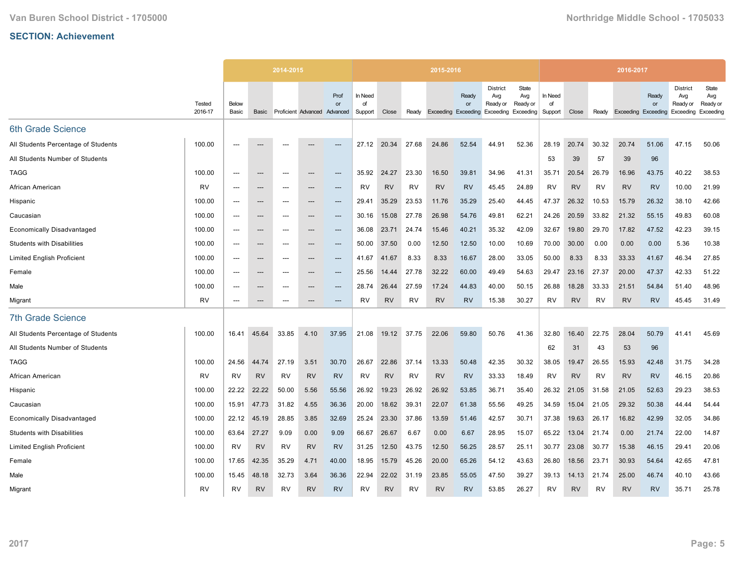## SECTION: Achievement

| | Tested 2016-17 | 2014-2015 Below Basic | 2014-2015 Basic | 2014-2015 Proficient | 2014-2015 Advanced | 2014-2015 Prof or Advanced | 2015-2016 In Need of Support | 2015-2016 Close | 2015-2016 Ready | 2015-2016 Exceeding | 2015-2016 Ready or Exceeding | 2015-2016 District Avg Ready or Exceeding | 2015-2016 State Avg Ready or Exceeding | 2016-2017 In Need of Support | 2016-2017 Close | 2016-2017 Ready | 2016-2017 Exceeding | 2016-2017 Ready or Exceeding | 2016-2017 District Avg Ready or Exceeding | 2016-2017 State Avg Ready or Exceeding |
|---|---|---|---|---|---|---|---|---|---|---|---|---|---|---|---|---|---|---|---|---|
| **6th Grade Science** | | | | | | | | | | | | | | | | | | | | |
| All Students Percentage of Students | 100.00 | --- | --- | --- | --- | --- | 27.12 | 20.34 | 27.68 | 24.86 | 52.54 | 44.91 | 52.36 | 28.19 | 20.74 | 30.32 | 20.74 | 51.06 | 47.15 | 50.06 |
| All Students Number of Students | | | | | | | | | | | | | | 53 | 39 | 57 | 39 | 96 | | |
| TAGG | 100.00 | --- | --- | --- | --- | --- | 35.92 | 24.27 | 23.30 | 16.50 | 39.81 | 34.96 | 41.31 | 35.71 | 20.54 | 26.79 | 16.96 | 43.75 | 40.22 | 38.53 |
| African American | RV | --- | --- | --- | --- | --- | RV | RV | RV | RV | RV | 45.45 | 24.89 | RV | RV | RV | RV | RV | 10.00 | 21.99 |
| Hispanic | 100.00 | --- | --- | --- | --- | --- | 29.41 | 35.29 | 23.53 | 11.76 | 35.29 | 25.40 | 44.45 | 47.37 | 26.32 | 10.53 | 15.79 | 26.32 | 38.10 | 42.66 |
| Caucasian | 100.00 | --- | --- | --- | --- | --- | 30.16 | 15.08 | 27.78 | 26.98 | 54.76 | 49.81 | 62.21 | 24.26 | 20.59 | 33.82 | 21.32 | 55.15 | 49.83 | 60.08 |
| Economically Disadvantaged | 100.00 | --- | --- | --- | --- | --- | 36.08 | 23.71 | 24.74 | 15.46 | 40.21 | 35.32 | 42.09 | 32.67 | 19.80 | 29.70 | 17.82 | 47.52 | 42.23 | 39.15 |
| Students with Disabilities | 100.00 | --- | --- | --- | --- | --- | 50.00 | 37.50 | 0.00 | 12.50 | 12.50 | 10.00 | 10.69 | 70.00 | 30.00 | 0.00 | 0.00 | 0.00 | 5.36 | 10.38 |
| Limited English Proficient | 100.00 | --- | --- | --- | --- | --- | 41.67 | 41.67 | 8.33 | 8.33 | 16.67 | 28.00 | 33.05 | 50.00 | 8.33 | 8.33 | 33.33 | 41.67 | 46.34 | 27.85 |
| Female | 100.00 | --- | --- | --- | --- | --- | 25.56 | 14.44 | 27.78 | 32.22 | 60.00 | 49.49 | 54.63 | 29.47 | 23.16 | 27.37 | 20.00 | 47.37 | 42.33 | 51.22 |
| Male | 100.00 | --- | --- | --- | --- | --- | 28.74 | 26.44 | 27.59 | 17.24 | 44.83 | 40.00 | 50.15 | 26.88 | 18.28 | 33.33 | 21.51 | 54.84 | 51.40 | 48.96 |
| Migrant | RV | --- | --- | --- | --- | --- | RV | RV | RV | RV | RV | 15.38 | 30.27 | RV | RV | RV | RV | RV | 45.45 | 31.49 |
| **7th Grade Science** | | | | | | | | | | | | | | | | | | | | |
| All Students Percentage of Students | 100.00 | 16.41 | 45.64 | 33.85 | 4.10 | 37.95 | 21.08 | 19.12 | 37.75 | 22.06 | 59.80 | 50.76 | 41.36 | 32.80 | 16.40 | 22.75 | 28.04 | 50.79 | 41.41 | 45.69 |
| All Students Number of Students | | | | | | | | | | | | | | 62 | 31 | 43 | 53 | 96 | | |
| TAGG | 100.00 | 24.56 | 44.74 | 27.19 | 3.51 | 30.70 | 26.67 | 22.86 | 37.14 | 13.33 | 50.48 | 42.35 | 30.32 | 38.05 | 19.47 | 26.55 | 15.93 | 42.48 | 31.75 | 34.28 |
| African American | RV | RV | RV | RV | RV | RV | RV | RV | RV | RV | RV | 33.33 | 18.49 | RV | RV | RV | RV | RV | 46.15 | 20.86 |
| Hispanic | 100.00 | 22.22 | 22.22 | 50.00 | 5.56 | 55.56 | 26.92 | 19.23 | 26.92 | 26.92 | 53.85 | 36.71 | 35.40 | 26.32 | 21.05 | 31.58 | 21.05 | 52.63 | 29.23 | 38.53 |
| Caucasian | 100.00 | 15.91 | 47.73 | 31.82 | 4.55 | 36.36 | 20.00 | 18.62 | 39.31 | 22.07 | 61.38 | 55.56 | 49.25 | 34.59 | 15.04 | 21.05 | 29.32 | 50.38 | 44.44 | 54.44 |
| Economically Disadvantaged | 100.00 | 22.12 | 45.19 | 28.85 | 3.85 | 32.69 | 25.24 | 23.30 | 37.86 | 13.59 | 51.46 | 42.57 | 30.71 | 37.38 | 19.63 | 26.17 | 16.82 | 42.99 | 32.05 | 34.86 |
| Students with Disabilities | 100.00 | 63.64 | 27.27 | 9.09 | 0.00 | 9.09 | 66.67 | 26.67 | 6.67 | 0.00 | 6.67 | 28.95 | 15.07 | 65.22 | 13.04 | 21.74 | 0.00 | 21.74 | 22.00 | 14.87 |
| Limited English Proficient | 100.00 | RV | RV | RV | RV | RV | 31.25 | 12.50 | 43.75 | 12.50 | 56.25 | 28.57 | 25.11 | 30.77 | 23.08 | 30.77 | 15.38 | 46.15 | 29.41 | 20.06 |
| Female | 100.00 | 17.65 | 42.35 | 35.29 | 4.71 | 40.00 | 18.95 | 15.79 | 45.26 | 20.00 | 65.26 | 54.12 | 43.63 | 26.80 | 18.56 | 23.71 | 30.93 | 54.64 | 42.65 | 47.81 |
| Male | 100.00 | 15.45 | 48.18 | 32.73 | 3.64 | 36.36 | 22.94 | 22.02 | 31.19 | 23.85 | 55.05 | 47.50 | 39.27 | 39.13 | 14.13 | 21.74 | 25.00 | 46.74 | 40.10 | 43.66 |
| Migrant | RV | RV | RV | RV | RV | RV | RV | RV | RV | RV | RV | 53.85 | 26.27 | RV | RV | RV | RV | RV | 35.71 | 25.78 |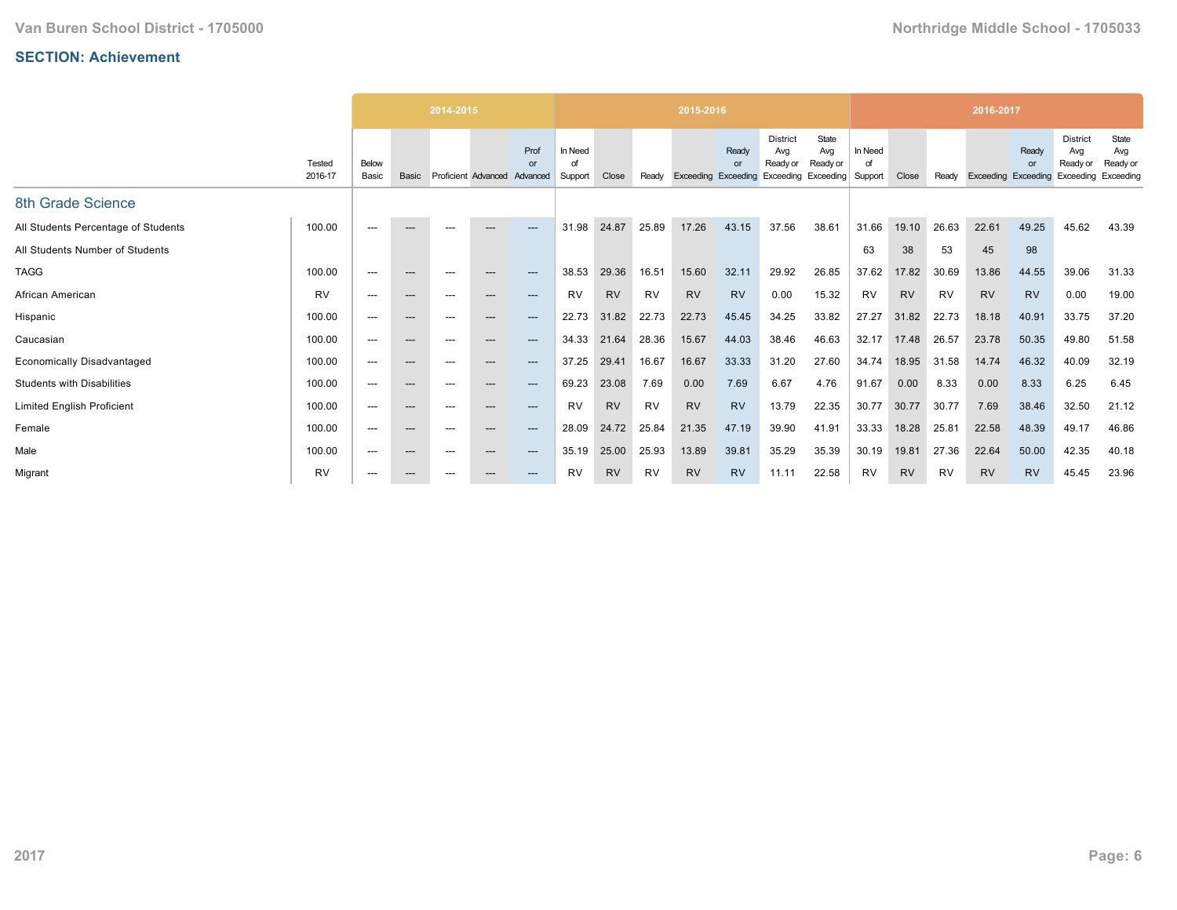## SECTION: Achievement

| | Tested 2016-17 | 2014-2015 | | | | | 2015-2016 | | | | | | | 2016-2017 | | | | | | |
|---|---|---|---|---|---|---|---|---|---|---|---|---|---|---|---|---|---|---|---|---|
| | | Below Basic | Basic | Proficient | Advanced | Prof or Advanced | In Need of Support | Close | Ready | Exceeding | Ready or Exceeding | District Avg Ready or Exceeding | State Avg Ready or Exceeding | In Need of Support | Close | Ready | Exceeding | Ready or Exceeding | District Avg Ready or Exceeding | State Avg Ready or Exceeding |
| **8th Grade Science** | | | | | | | | | | | | | | | | | | | | |
| All Students Percentage of Students | 100.00 | --- | --- | --- | --- | --- | 31.98 | 24.87 | 25.89 | 17.26 | 43.15 | 37.56 | 38.61 | 31.66 | 19.10 | 26.63 | 22.61 | 49.25 | 45.62 | 43.39 |
| All Students Number of Students | | | | | | | | | | | | | | 63 | 38 | 53 | 45 | 98 | | |
| TAGG | 100.00 | --- | --- | --- | --- | --- | 38.53 | 29.36 | 16.51 | 15.60 | 32.11 | 29.92 | 26.85 | 37.62 | 17.82 | 30.69 | 13.86 | 44.55 | 39.06 | 31.33 |
| African American | RV | --- | --- | --- | --- | --- | RV | RV | RV | RV | RV | 0.00 | 15.32 | RV | RV | RV | RV | RV | 0.00 | 19.00 |
| Hispanic | 100.00 | --- | --- | --- | --- | --- | 22.73 | 31.82 | 22.73 | 22.73 | 45.45 | 34.25 | 33.82 | 27.27 | 31.82 | 22.73 | 18.18 | 40.91 | 33.75 | 37.20 |
| Caucasian | 100.00 | --- | --- | --- | --- | --- | 34.33 | 21.64 | 28.36 | 15.67 | 44.03 | 38.46 | 46.63 | 32.17 | 17.48 | 26.57 | 23.78 | 50.35 | 49.80 | 51.58 |
| Economically Disadvantaged | 100.00 | --- | --- | --- | --- | --- | 37.25 | 29.41 | 16.67 | 16.67 | 33.33 | 31.20 | 27.60 | 34.74 | 18.95 | 31.58 | 14.74 | 46.32 | 40.09 | 32.19 |
| Students with Disabilities | 100.00 | --- | --- | --- | --- | --- | 69.23 | 23.08 | 7.69 | 0.00 | 7.69 | 6.67 | 4.76 | 91.67 | 0.00 | 8.33 | 0.00 | 8.33 | 6.25 | 6.45 |
| Limited English Proficient | 100.00 | --- | --- | --- | --- | --- | RV | RV | RV | RV | RV | 13.79 | 22.35 | 30.77 | 30.77 | 30.77 | 7.69 | 38.46 | 32.50 | 21.12 |
| Female | 100.00 | --- | --- | --- | --- | --- | 28.09 | 24.72 | 25.84 | 21.35 | 47.19 | 39.90 | 41.91 | 33.33 | 18.28 | 25.81 | 22.58 | 48.39 | 49.17 | 46.86 |
| Male | 100.00 | --- | --- | --- | --- | --- | 35.19 | 25.00 | 25.93 | 13.89 | 39.81 | 35.29 | 35.39 | 30.19 | 19.81 | 27.36 | 22.64 | 50.00 | 42.35 | 40.18 |
| Migrant | RV | --- | --- | --- | --- | --- | RV | RV | RV | RV | RV | 11.11 | 22.58 | RV | RV | RV | RV | RV | 45.45 | 23.96 |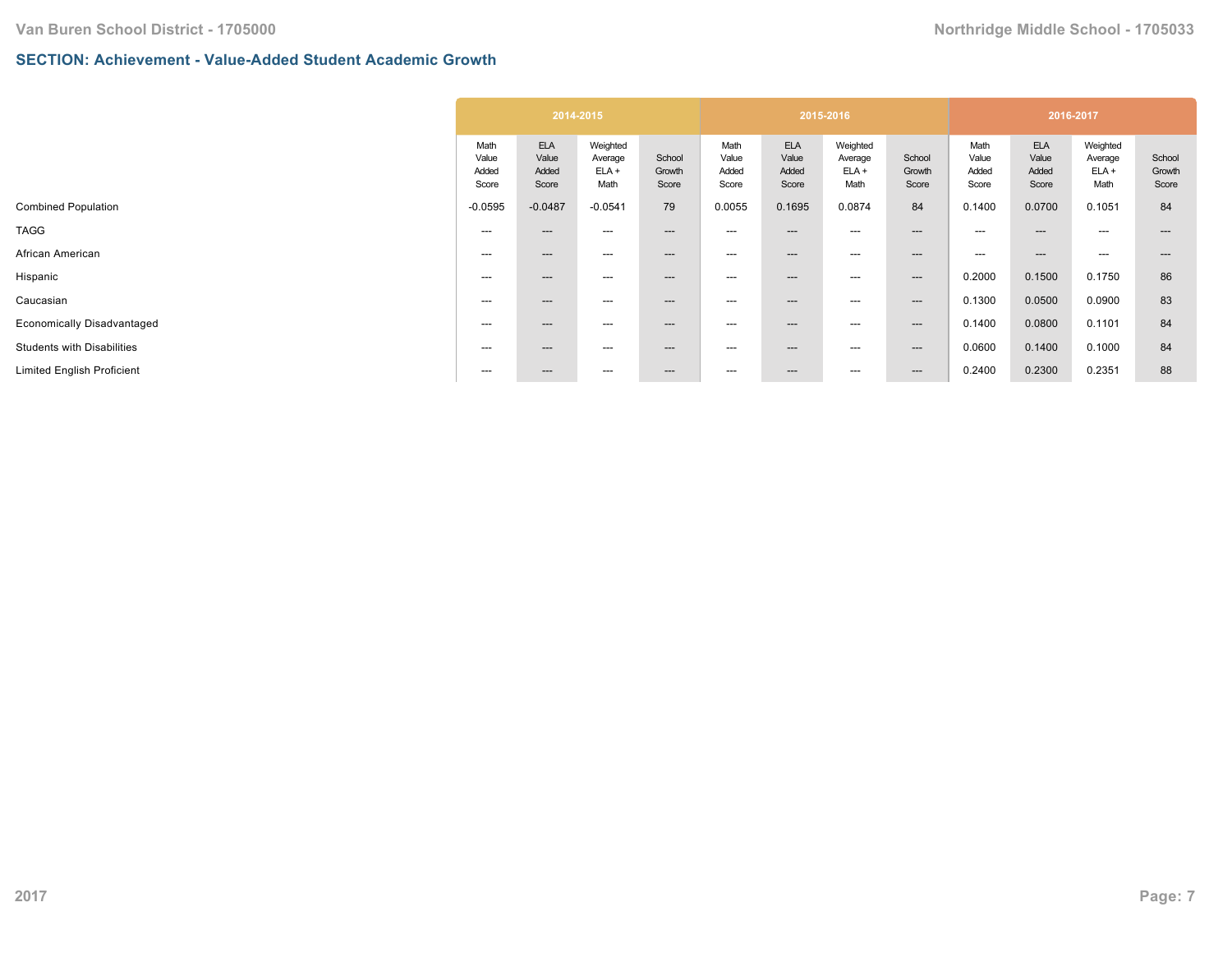## SECTION: Achievement - Value-Added Student Academic Growth

| | 2014-2015 | | | | 2015-2016 | | | | 2016-2017 | | | |
|---|---|---|---|---|---|---|---|---|---|---|---|---|
| | Math Value Added Score | ELA Value Added Score | Weighted Average ELA + Math | School Growth Score | Math Value Added Score | ELA Value Added Score | Weighted Average ELA + Math | School Growth Score | Math Value Added Score | ELA Value Added Score | Weighted Average ELA + Math | School Growth Score |
| Combined Population | -0.0595 | -0.0487 | -0.0541 | 79 | 0.0055 | 0.1695 | 0.0874 | 84 | 0.1400 | 0.0700 | 0.1051 | 84 |
| TAGG | --- | --- | --- | --- | --- | --- | --- | --- | --- | --- | --- | --- |
| African American | --- | --- | --- | --- | --- | --- | --- | --- | --- | --- | --- | --- |
| Hispanic | --- | --- | --- | --- | --- | --- | --- | --- | 0.2000 | 0.1500 | 0.1750 | 86 |
| Caucasian | --- | --- | --- | --- | --- | --- | --- | --- | 0.1300 | 0.0500 | 0.0900 | 83 |
| Economically Disadvantaged | --- | --- | --- | --- | --- | --- | --- | --- | 0.1400 | 0.0800 | 0.1101 | 84 |
| Students with Disabilities | --- | --- | --- | --- | --- | --- | --- | --- | 0.0600 | 0.1400 | 0.1000 | 84 |
| Limited English Proficient | --- | --- | --- | --- | --- | --- | --- | --- | 0.2400 | 0.2300 | 0.2351 | 88 |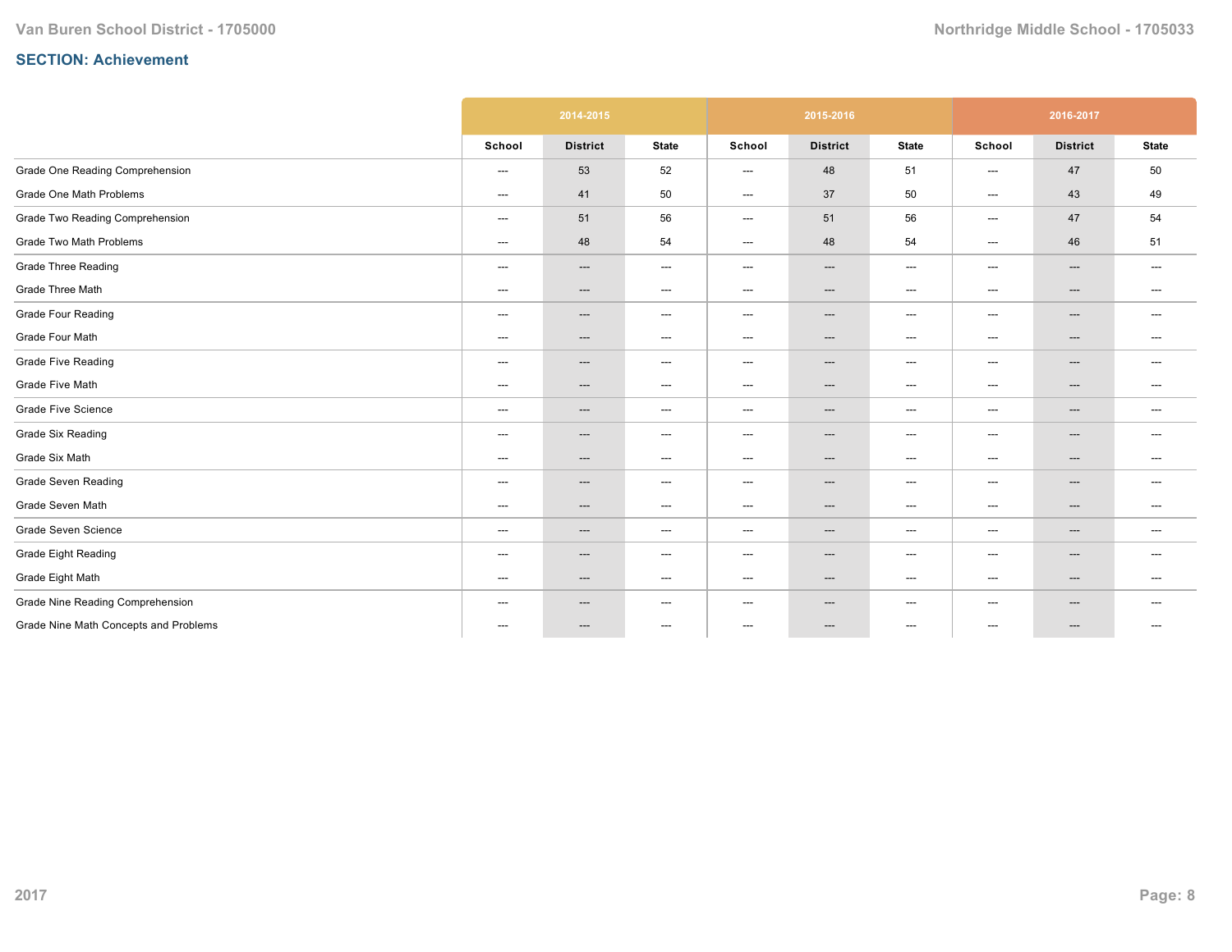## SECTION: Achievement

| | 2014-2015 | | | 2015-2016 | | | 2016-2017 | | |
|---|---|---|---|---|---|---|---|---|---|
| | School | District | State | School | District | State | School | District | State |
| Grade One Reading Comprehension | --- | 53 | 52 | --- | 48 | 51 | --- | 47 | 50 |
| Grade One Math Problems | --- | 41 | 50 | --- | 37 | 50 | --- | 43 | 49 |
| Grade Two Reading Comprehension | --- | 51 | 56 | --- | 51 | 56 | --- | 47 | 54 |
| Grade Two Math Problems | --- | 48 | 54 | --- | 48 | 54 | --- | 46 | 51 |
| Grade Three Reading | --- | --- | --- | --- | --- | --- | --- | --- | --- |
| Grade Three Math | --- | --- | --- | --- | --- | --- | --- | --- | --- |
| Grade Four Reading | --- | --- | --- | --- | --- | --- | --- | --- | --- |
| Grade Four Math | --- | --- | --- | --- | --- | --- | --- | --- | --- |
| Grade Five Reading | --- | --- | --- | --- | --- | --- | --- | --- | --- |
| Grade Five Math | --- | --- | --- | --- | --- | --- | --- | --- | --- |
| Grade Five Science | --- | --- | --- | --- | --- | --- | --- | --- | --- |
| Grade Six Reading | --- | --- | --- | --- | --- | --- | --- | --- | --- |
| Grade Six Math | --- | --- | --- | --- | --- | --- | --- | --- | --- |
| Grade Seven Reading | --- | --- | --- | --- | --- | --- | --- | --- | --- |
| Grade Seven Math | --- | --- | --- | --- | --- | --- | --- | --- | --- |
| Grade Seven Science | --- | --- | --- | --- | --- | --- | --- | --- | --- |
| Grade Eight Reading | --- | --- | --- | --- | --- | --- | --- | --- | --- |
| Grade Eight Math | --- | --- | --- | --- | --- | --- | --- | --- | --- |
| Grade Nine Reading Comprehension | --- | --- | --- | --- | --- | --- | --- | --- | --- |
| Grade Nine Math Concepts and Problems | --- | --- | --- | --- | --- | --- | --- | --- | --- |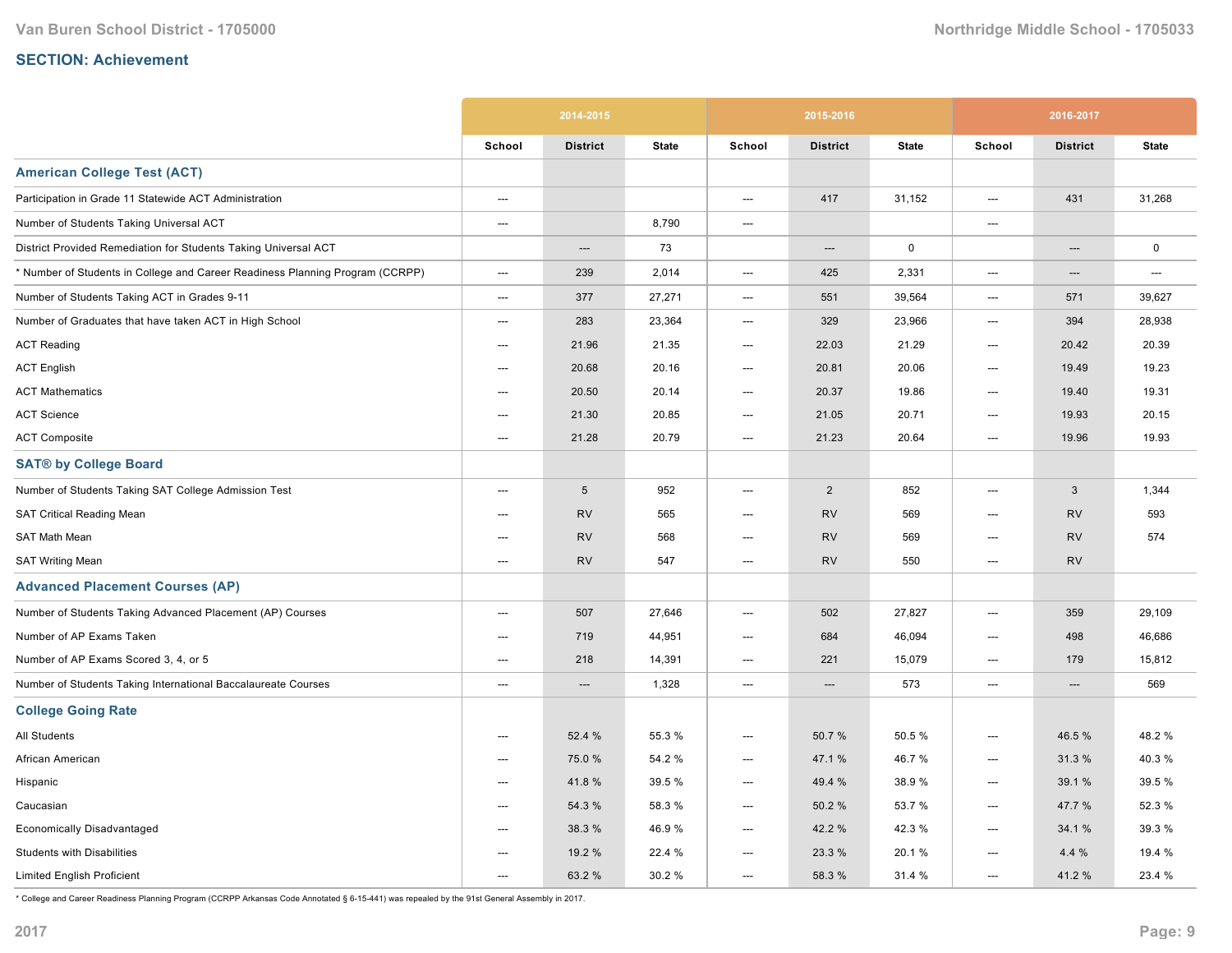## SECTION: Achievement

| | 2014-2015 | | | 2015-2016 | | | 2016-2017 | | |
|---|---|---|---|---|---|---|---|---|---|
| | School | District | State | School | District | State | School | District | State |
| **American College Test (ACT)** | | | | | | | | | |
| Participation in Grade 11 Statewide ACT Administration | --- | | | --- | 417 | 31,152 | --- | 431 | 31,268 |
| Number of Students Taking Universal ACT | --- | | 8,790 | --- | | | --- | | |
| District Provided Remediation for Students Taking Universal ACT | | --- | 73 | | --- | 0 | | --- | 0 |
| * Number of Students in College and Career Readiness Planning Program (CCRPP) | --- | 239 | 2,014 | --- | 425 | 2,331 | --- | --- | --- |
| Number of Students Taking ACT in Grades 9-11 | --- | 377 | 27,271 | --- | 551 | 39,564 | --- | 571 | 39,627 |
| Number of Graduates that have taken ACT in High School | --- | 283 | 23,364 | --- | 329 | 23,966 | --- | 394 | 28,938 |
| ACT Reading | --- | 21.96 | 21.35 | --- | 22.03 | 21.29 | --- | 20.42 | 20.39 |
| ACT English | --- | 20.68 | 20.16 | --- | 20.81 | 20.06 | --- | 19.49 | 19.23 |
| ACT Mathematics | --- | 20.50 | 20.14 | --- | 20.37 | 19.86 | --- | 19.40 | 19.31 |
| ACT Science | --- | 21.30 | 20.85 | --- | 21.05 | 20.71 | --- | 19.93 | 20.15 |
| ACT Composite | --- | 21.28 | 20.79 | --- | 21.23 | 20.64 | --- | 19.96 | 19.93 |
| **SAT® by College Board** | | | | | | | | | |
| Number of Students Taking SAT College Admission Test | --- | 5 | 952 | --- | 2 | 852 | --- | 3 | 1,344 |
| SAT Critical Reading Mean | --- | RV | 565 | --- | RV | 569 | --- | RV | 593 |
| SAT Math Mean | --- | RV | 568 | --- | RV | 569 | --- | RV | 574 |
| SAT Writing Mean | --- | RV | 547 | --- | RV | 550 | --- | RV | |
| **Advanced Placement Courses (AP)** | | | | | | | | | |
| Number of Students Taking Advanced Placement (AP) Courses | --- | 507 | 27,646 | --- | 502 | 27,827 | --- | 359 | 29,109 |
| Number of AP Exams Taken | --- | 719 | 44,951 | --- | 684 | 46,094 | --- | 498 | 46,686 |
| Number of AP Exams Scored 3, 4, or 5 | --- | 218 | 14,391 | --- | 221 | 15,079 | --- | 179 | 15,812 |
| Number of Students Taking International Baccalaureate Courses | --- | --- | 1,328 | --- | --- | 573 | --- | --- | 569 |
| **College Going Rate** | | | | | | | | | |
| All Students | --- | 52.4 % | 55.3 % | --- | 50.7 % | 50.5 % | --- | 46.5 % | 48.2 % |
| African American | --- | 75.0 % | 54.2 % | --- | 47.1 % | 46.7 % | --- | 31.3 % | 40.3 % |
| Hispanic | --- | 41.8 % | 39.5 % | --- | 49.4 % | 38.9 % | --- | 39.1 % | 39.5 % |
| Caucasian | --- | 54.3 % | 58.3 % | --- | 50.2 % | 53.7 % | --- | 47.7 % | 52.3 % |
| Economically Disadvantaged | --- | 38.3 % | 46.9 % | --- | 42.2 % | 42.3 % | --- | 34.1 % | 39.3 % |
| Students with Disabilities | --- | 19.2 % | 22.4 % | --- | 23.3 % | 20.1 % | --- | 4.4 % | 19.4 % |
| Limited English Proficient | --- | 63.2 % | 30.2 % | --- | 58.3 % | 31.4 % | --- | 41.2 % | 23.4 % |

* College and Career Readiness Planning Program (CCRPP Arkansas Code Annotated § 6-15-441) was repealed by the 91st General Assembly in 2017.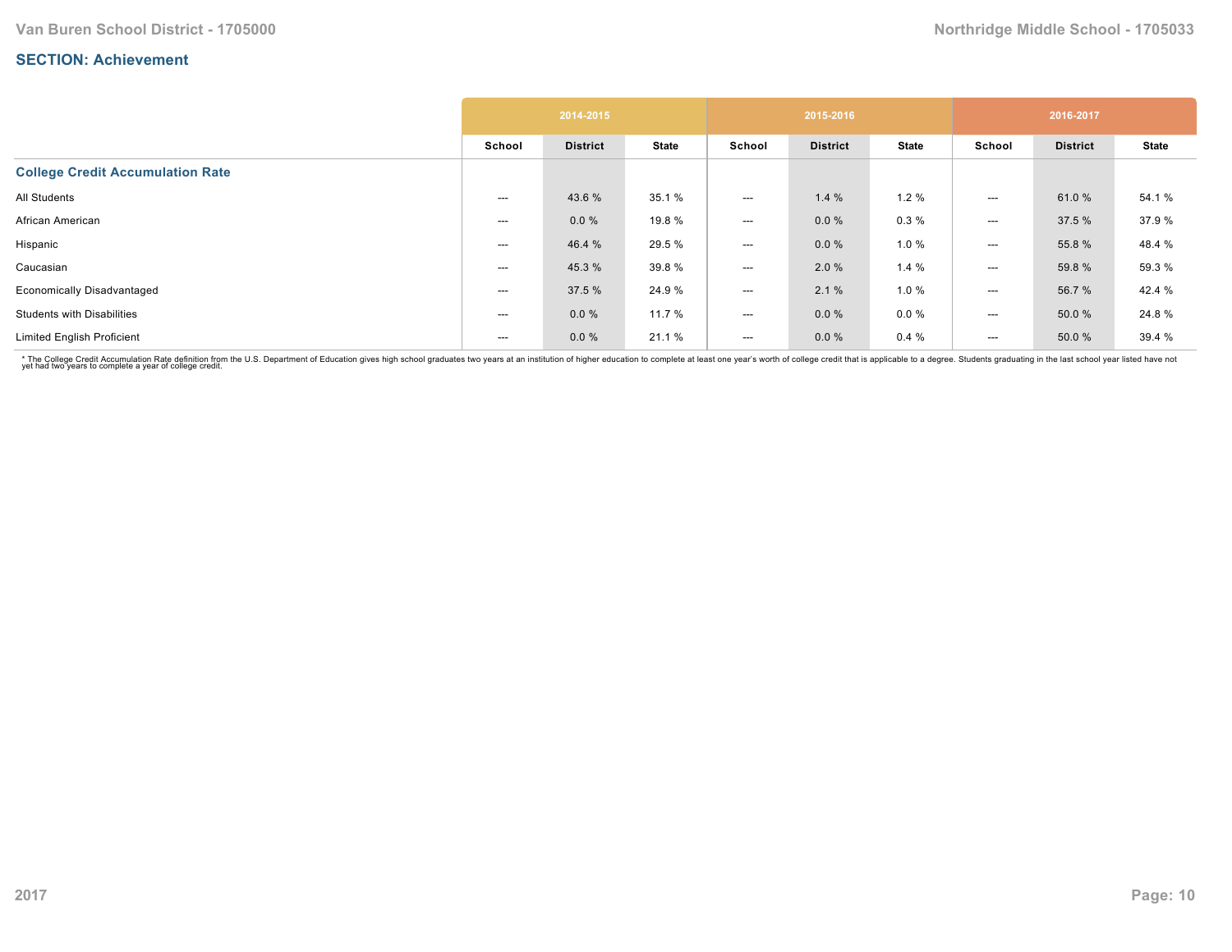## SECTION: Achievement

| | 2014-2015 | | | 2015-2016 | | | 2016-2017 | | |
|---|---|---|---|---|---|---|---|---|---|
| | School | District | State | School | District | State | School | District | State |
| **College Credit Accumulation Rate** | | | | | | | | | |
| All Students | --- | 43.6 % | 35.1 % | --- | 1.4 % | 1.2 % | --- | 61.0 % | 54.1 % |
| African American | --- | 0.0 % | 19.8 % | --- | 0.0 % | 0.3 % | --- | 37.5 % | 37.9 % |
| Hispanic | --- | 46.4 % | 29.5 % | --- | 0.0 % | 1.0 % | --- | 55.8 % | 48.4 % |
| Caucasian | --- | 45.3 % | 39.8 % | --- | 2.0 % | 1.4 % | --- | 59.8 % | 59.3 % |
| Economically Disadvantaged | --- | 37.5 % | 24.9 % | --- | 2.1 % | 1.0 % | --- | 56.7 % | 42.4 % |
| Students with Disabilities | --- | 0.0 % | 11.7 % | --- | 0.0 % | 0.0 % | --- | 50.0 % | 24.8 % |
| Limited English Proficient | --- | 0.0 % | 21.1 % | --- | 0.0 % | 0.4 % | --- | 50.0 % | 39.4 % |

* The College Credit Accumulation Rate definition from the U.S. Department of Education gives high school graduates two years at an institution of higher education to complete at least one year's worth of college credit that is applicable to a degree. Students graduating in the last school year listed have not yet had two years to complete a year of college credit.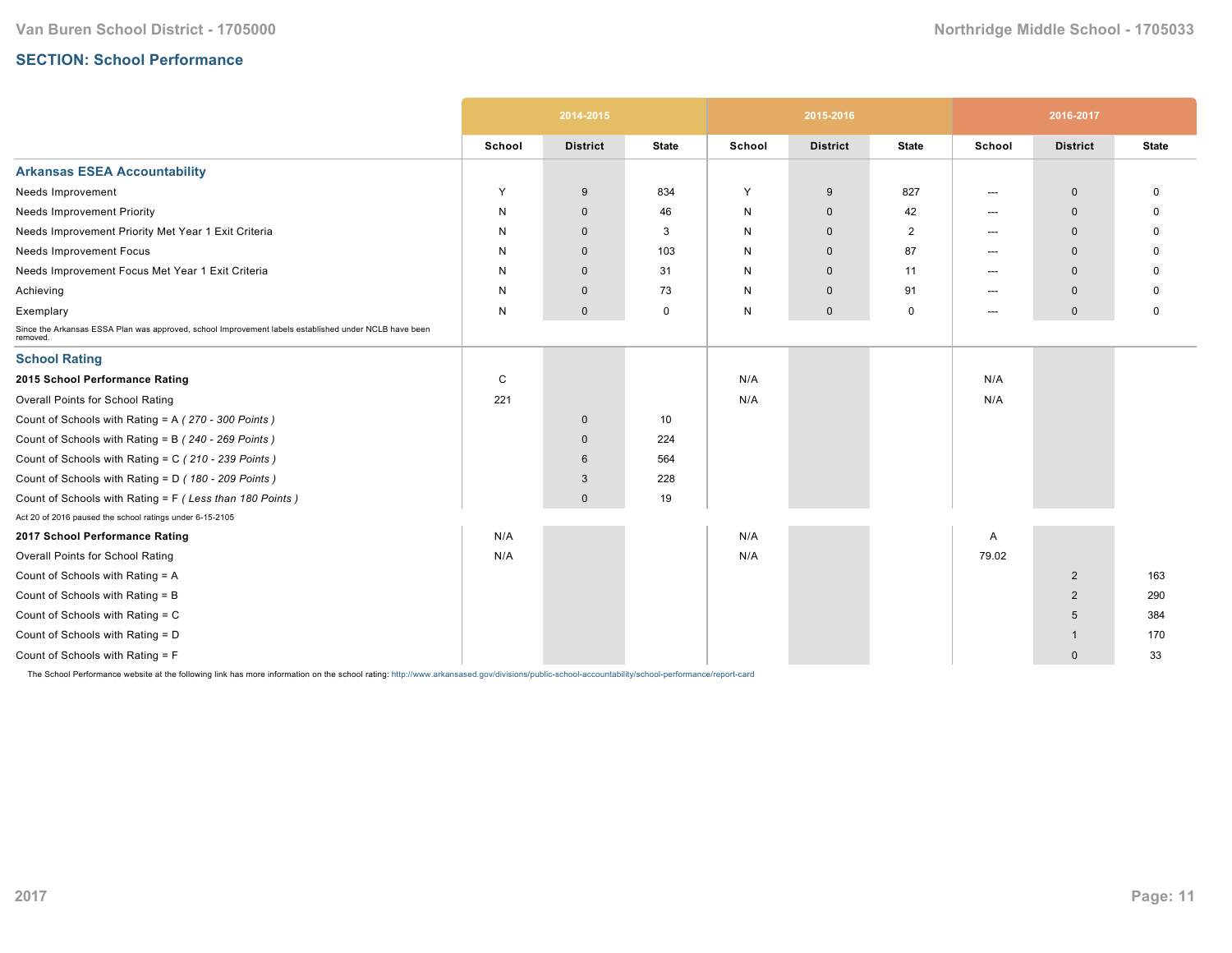## SECTION: School Performance

| | 2014-2015 | | | 2015-2016 | | | 2016-2017 | | |
|---|---|---|---|---|---|---|---|---|---|
| | School | District | State | School | District | State | School | District | State |
| **Arkansas ESEA Accountability** | | | | | | | | | |
| Needs Improvement | Y | 9 | 834 | Y | 9 | 827 | --- | 0 | 0 |
| Needs Improvement Priority | N | 0 | 46 | N | 0 | 42 | --- | 0 | 0 |
| Needs Improvement Priority Met Year 1 Exit Criteria | N | 0 | 3 | N | 0 | 2 | --- | 0 | 0 |
| Needs Improvement Focus | N | 0 | 103 | N | 0 | 87 | --- | 0 | 0 |
| Needs Improvement Focus Met Year 1 Exit Criteria | N | 0 | 31 | N | 0 | 11 | --- | 0 | 0 |
| Achieving | N | 0 | 73 | N | 0 | 91 | --- | 0 | 0 |
| Exemplary | N | 0 | 0 | N | 0 | 0 | --- | 0 | 0 |
| Since the Arkansas ESSA Plan was approved, school Improvement labels established under NCLB have been removed. | | | | | | | | | |
| **School Rating** | | | | | | | | | |
| **2015 School Performance Rating** | C | | | N/A | | | N/A | | |
| Overall Points for School Rating | 221 | | | N/A | | | N/A | | |
| Count of Schools with Rating = A *( 270 - 300 Points )* | | 0 | 10 | | | | | | |
| Count of Schools with Rating = B *( 240 - 269 Points )* | | 0 | 224 | | | | | | |
| Count of Schools with Rating = C *( 210 - 239 Points )* | | 6 | 564 | | | | | | |
| Count of Schools with Rating = D *( 180 - 209 Points )* | | 3 | 228 | | | | | | |
| Count of Schools with Rating = F *( Less than 180 Points )* | | 0 | 19 | | | | | | |
| Act 20 of 2016 paused the school ratings under 6-15-2105 | | | | | | | | | |
| **2017 School Performance Rating** | N/A | | | N/A | | | A | | |
| Overall Points for School Rating | N/A | | | N/A | | | 79.02 | | |
| Count of Schools with Rating = A | | | | | | | | 2 | 163 |
| Count of Schools with Rating = B | | | | | | | | 2 | 290 |
| Count of Schools with Rating = C | | | | | | | | 5 | 384 |
| Count of Schools with Rating = D | | | | | | | | 1 | 170 |
| Count of Schools with Rating = F | | | | | | | | 0 | 33 |

The School Performance website at the following link has more information on the school rating: http://www.arkansased.gov/divisions/public-school-accountability/school-performance/report-card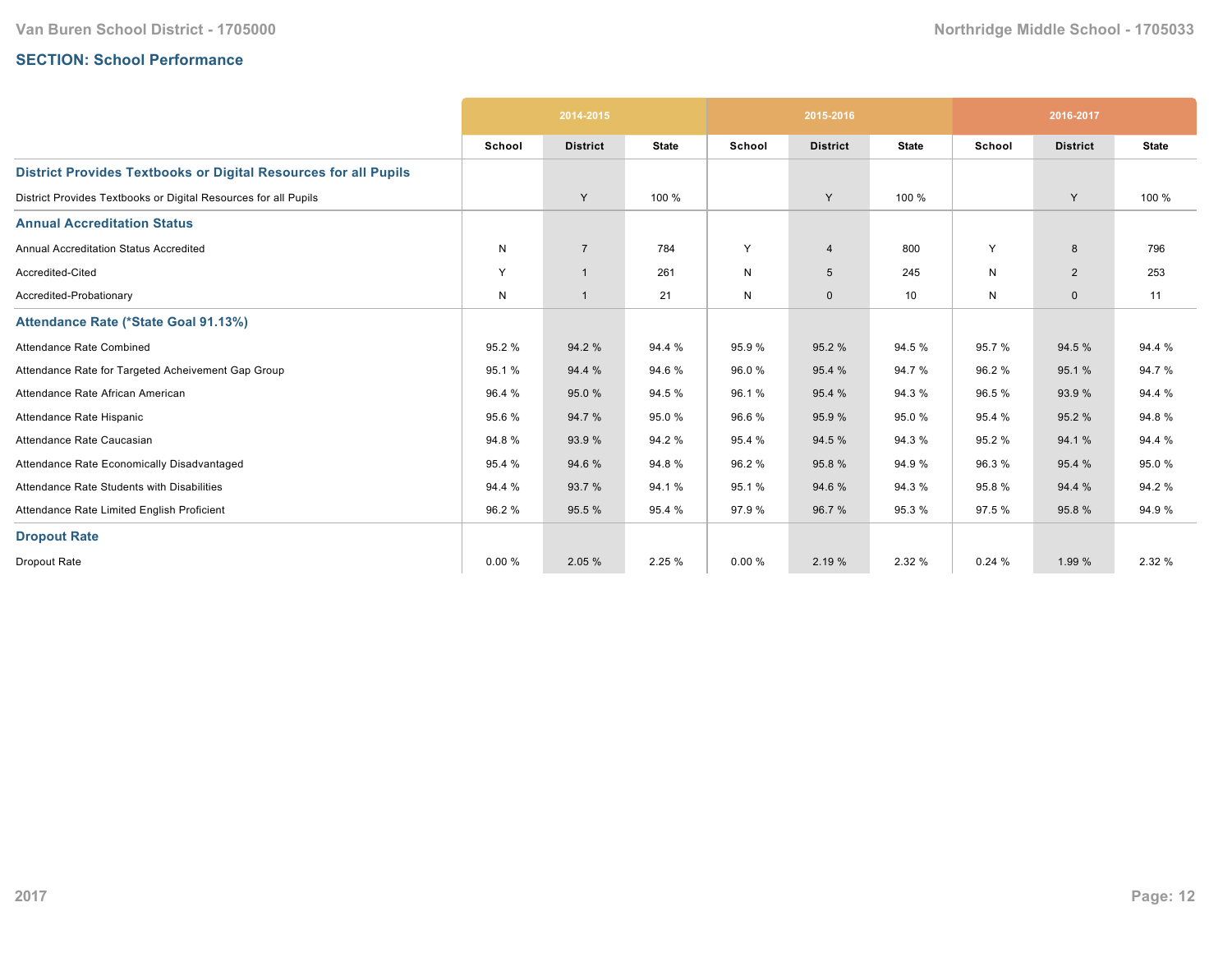## SECTION: School Performance

| | 2014-2015 | | | 2015-2016 | | | 2016-2017 | | |
|---|---|---|---|---|---|---|---|---|---|
| | School | District | State | School | District | State | School | District | State |
| **District Provides Textbooks or Digital Resources for all Pupils** | | | | | | | | | |
| District Provides Textbooks or Digital Resources for all Pupils | | Y | 100 % | | Y | 100 % | | Y | 100 % |
| **Annual Accreditation Status** | | | | | | | | | |
| Annual Accreditation Status Accredited | N | 7 | 784 | Y | 4 | 800 | Y | 8 | 796 |
| Accredited-Cited | Y | 1 | 261 | N | 5 | 245 | N | 2 | 253 |
| Accredited-Probationary | N | 1 | 21 | N | 0 | 10 | N | 0 | 11 |
| **Attendance Rate (*State Goal 91.13%)** | | | | | | | | | |
| Attendance Rate Combined | 95.2 % | 94.2 % | 94.4 % | 95.9 % | 95.2 % | 94.5 % | 95.7 % | 94.5 % | 94.4 % |
| Attendance Rate for Targeted Acheivement Gap Group | 95.1 % | 94.4 % | 94.6 % | 96.0 % | 95.4 % | 94.7 % | 96.2 % | 95.1 % | 94.7 % |
| Attendance Rate African American | 96.4 % | 95.0 % | 94.5 % | 96.1 % | 95.4 % | 94.3 % | 96.5 % | 93.9 % | 94.4 % |
| Attendance Rate Hispanic | 95.6 % | 94.7 % | 95.0 % | 96.6 % | 95.9 % | 95.0 % | 95.4 % | 95.2 % | 94.8 % |
| Attendance Rate Caucasian | 94.8 % | 93.9 % | 94.2 % | 95.4 % | 94.5 % | 94.3 % | 95.2 % | 94.1 % | 94.4 % |
| Attendance Rate Economically Disadvantaged | 95.4 % | 94.6 % | 94.8 % | 96.2 % | 95.8 % | 94.9 % | 96.3 % | 95.4 % | 95.0 % |
| Attendance Rate Students with Disabilities | 94.4 % | 93.7 % | 94.1 % | 95.1 % | 94.6 % | 94.3 % | 95.8 % | 94.4 % | 94.2 % |
| Attendance Rate Limited English Proficient | 96.2 % | 95.5 % | 95.4 % | 97.9 % | 96.7 % | 95.3 % | 97.5 % | 95.8 % | 94.9 % |
| **Dropout Rate** | | | | | | | | | |
| Dropout Rate | 0.00 % | 2.05 % | 2.25 % | 0.00 % | 2.19 % | 2.32 % | 0.24 % | 1.99 % | 2.32 % |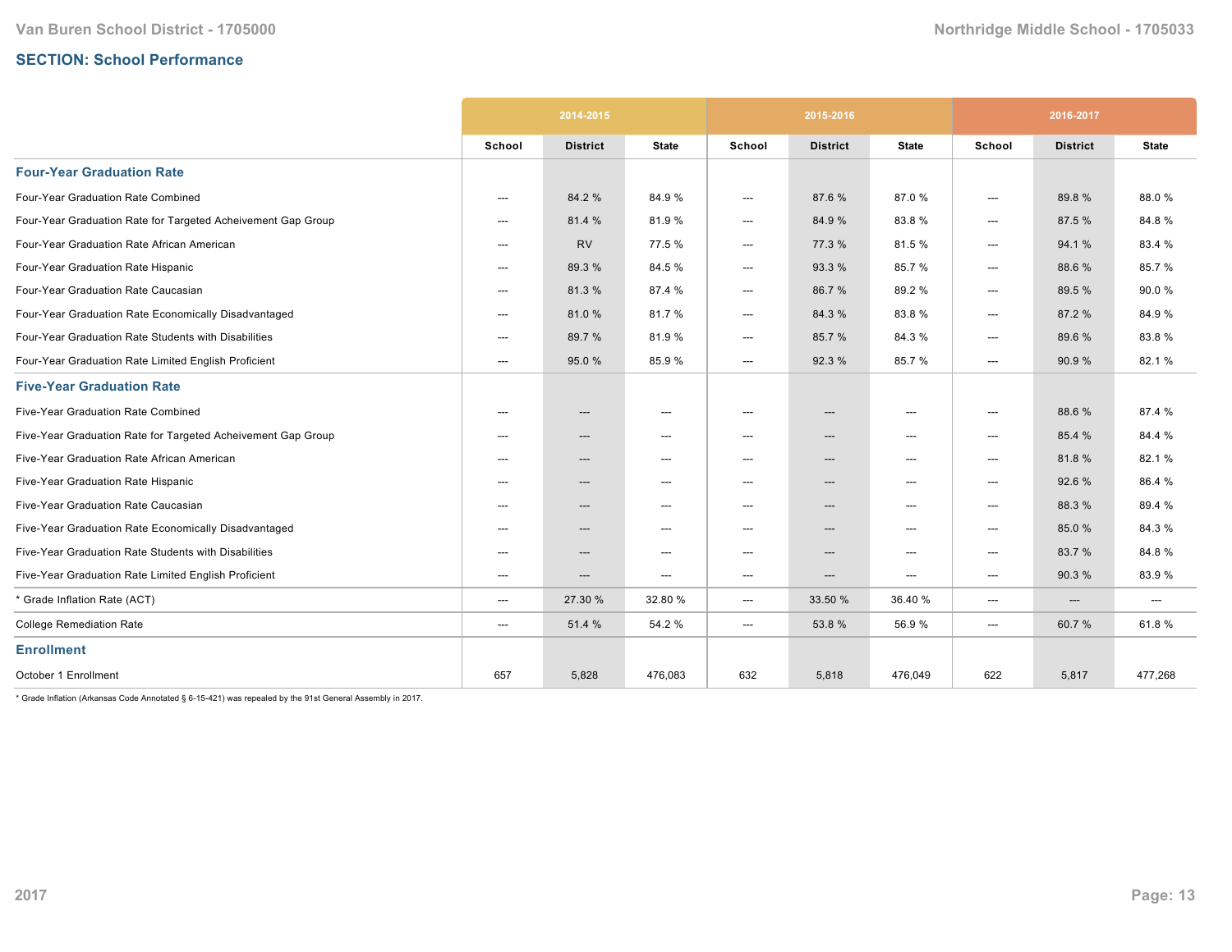## SECTION: School Performance

| | 2014-2015 | | | 2015-2016 | | | 2016-2017 | | |
|---|---|---|---|---|---|---|---|---|---|
| | School | District | State | School | District | State | School | District | State |
| **Four-Year Graduation Rate** | | | | | | | | | |
| Four-Year Graduation Rate Combined | --- | 84.2 % | 84.9 % | --- | 87.6 % | 87.0 % | --- | 89.8 % | 88.0 % |
| Four-Year Graduation Rate for Targeted Acheivement Gap Group | --- | 81.4 % | 81.9 % | --- | 84.9 % | 83.8 % | --- | 87.5 % | 84.8 % |
| Four-Year Graduation Rate African American | --- | RV | 77.5 % | --- | 77.3 % | 81.5 % | --- | 94.1 % | 83.4 % |
| Four-Year Graduation Rate Hispanic | --- | 89.3 % | 84.5 % | --- | 93.3 % | 85.7 % | --- | 88.6 % | 85.7 % |
| Four-Year Graduation Rate Caucasian | --- | 81.3 % | 87.4 % | --- | 86.7 % | 89.2 % | --- | 89.5 % | 90.0 % |
| Four-Year Graduation Rate Economically Disadvantaged | --- | 81.0 % | 81.7 % | --- | 84.3 % | 83.8 % | --- | 87.2 % | 84.9 % |
| Four-Year Graduation Rate Students with Disabilities | --- | 89.7 % | 81.9 % | --- | 85.7 % | 84.3 % | --- | 89.6 % | 83.8 % |
| Four-Year Graduation Rate Limited English Proficient | --- | 95.0 % | 85.9 % | --- | 92.3 % | 85.7 % | --- | 90.9 % | 82.1 % |
| **Five-Year Graduation Rate** | | | | | | | | | |
| Five-Year Graduation Rate Combined | --- | --- | --- | --- | --- | --- | --- | 88.6 % | 87.4 % |
| Five-Year Graduation Rate for Targeted Acheivement Gap Group | --- | --- | --- | --- | --- | --- | --- | 85.4 % | 84.4 % |
| Five-Year Graduation Rate African American | --- | --- | --- | --- | --- | --- | --- | 81.8 % | 82.1 % |
| Five-Year Graduation Rate Hispanic | --- | --- | --- | --- | --- | --- | --- | 92.6 % | 86.4 % |
| Five-Year Graduation Rate Caucasian | --- | --- | --- | --- | --- | --- | --- | 88.3 % | 89.4 % |
| Five-Year Graduation Rate Economically Disadvantaged | --- | --- | --- | --- | --- | --- | --- | 85.0 % | 84.3 % |
| Five-Year Graduation Rate Students with Disabilities | --- | --- | --- | --- | --- | --- | --- | 83.7 % | 84.8 % |
| Five-Year Graduation Rate Limited English Proficient | --- | --- | --- | --- | --- | --- | --- | 90.3 % | 83.9 % |
| * Grade Inflation Rate (ACT) | --- | 27.30 % | 32.80 % | --- | 33.50 % | 36.40 % | --- | --- | --- |
| College Remediation Rate | --- | 51.4 % | 54.2 % | --- | 53.8 % | 56.9 % | --- | 60.7 % | 61.8 % |
| **Enrollment** | | | | | | | | | |
| October 1 Enrollment | 657 | 5,828 | 476,083 | 632 | 5,818 | 476,049 | 622 | 5,817 | 477,268 |

* Grade Inflation (Arkansas Code Annotated § 6-15-421) was repealed by the 91st General Assembly in 2017.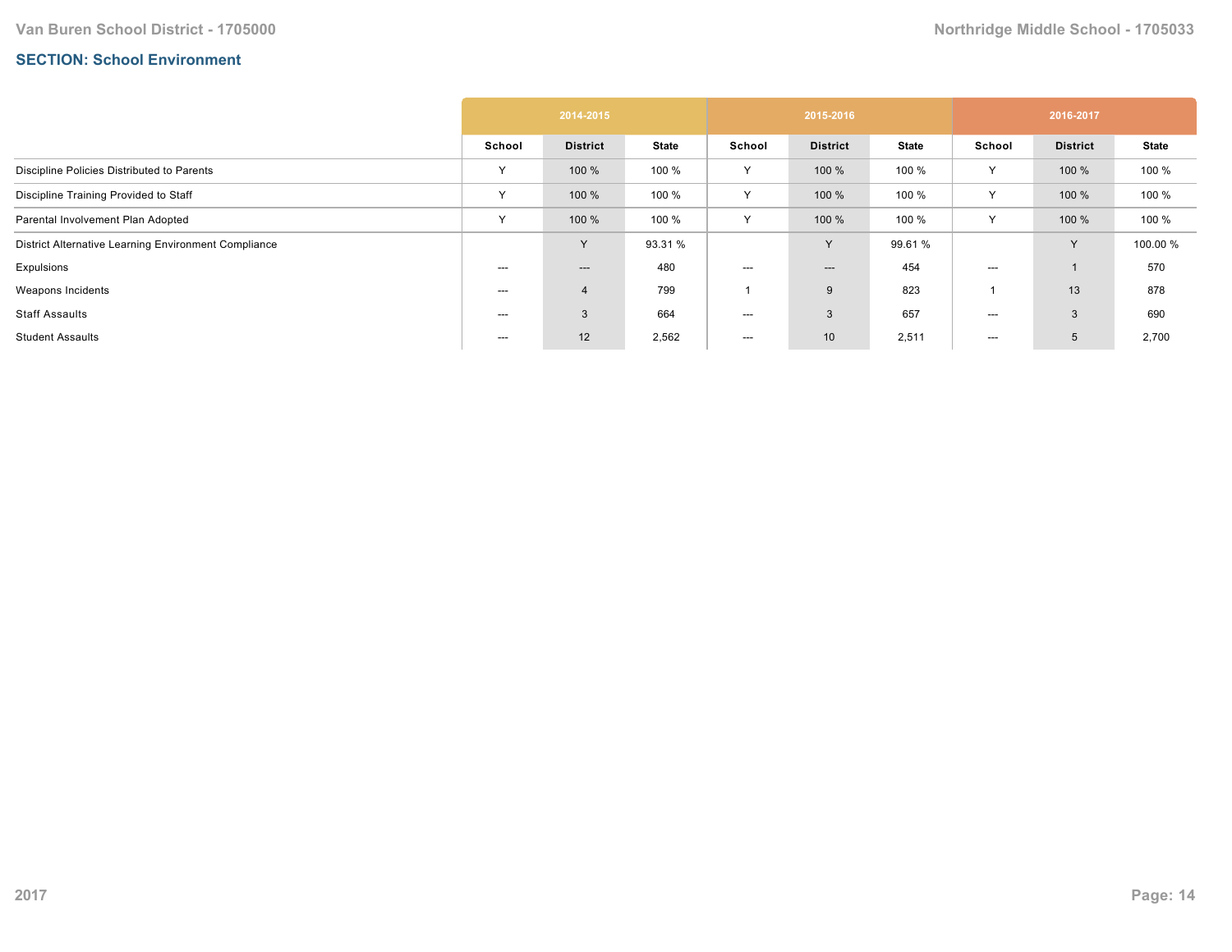## SECTION: School Environment

| | 2014-2015 | | | 2015-2016 | | | 2016-2017 | | |
|---|---|---|---|---|---|---|---|---|---|
| | School | District | State | School | District | State | School | District | State |
| Discipline Policies Distributed to Parents | Y | 100 % | 100 % | Y | 100 % | 100 % | Y | 100 % | 100 % |
| Discipline Training Provided to Staff | Y | 100 % | 100 % | Y | 100 % | 100 % | Y | 100 % | 100 % |
| Parental Involvement Plan Adopted | Y | 100 % | 100 % | Y | 100 % | 100 % | Y | 100 % | 100 % |
| District Alternative Learning Environment Compliance | | Y | 93.31 % | | Y | 99.61 % | | Y | 100.00 % |
| Expulsions | --- | --- | 480 | --- | --- | 454 | --- | 1 | 570 |
| Weapons Incidents | --- | 4 | 799 | 1 | 9 | 823 | 1 | 13 | 878 |
| Staff Assaults | --- | 3 | 664 | --- | 3 | 657 | --- | 3 | 690 |
| Student Assaults | --- | 12 | 2,562 | --- | 10 | 2,511 | --- | 5 | 2,700 |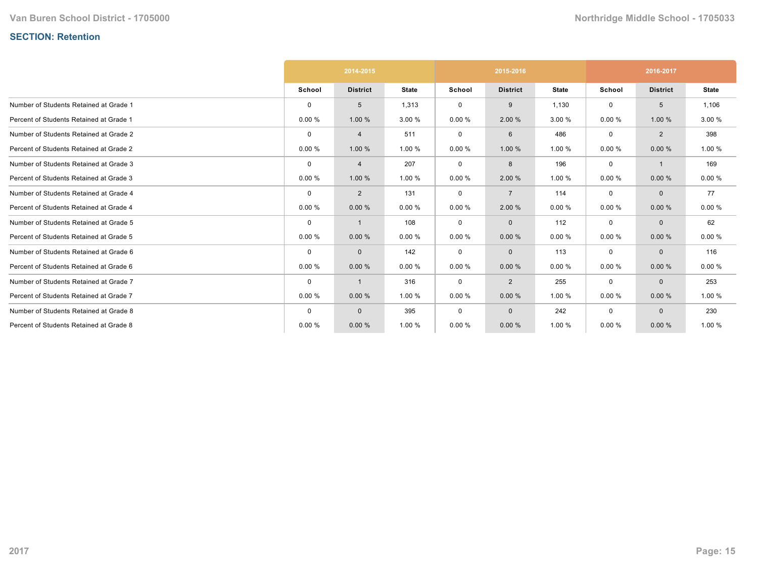## SECTION: Retention

| | 2014-2015 | | | 2015-2016 | | | 2016-2017 | | |
|---|---|---|---|---|---|---|---|---|---|
| | School | District | State | School | District | State | School | District | State |
| Number of Students Retained at Grade 1 | 0 | 5 | 1,313 | 0 | 9 | 1,130 | 0 | 5 | 1,106 |
| Percent of Students Retained at Grade 1 | 0.00 % | 1.00 % | 3.00 % | 0.00 % | 2.00 % | 3.00 % | 0.00 % | 1.00 % | 3.00 % |
| Number of Students Retained at Grade 2 | 0 | 4 | 511 | 0 | 6 | 486 | 0 | 2 | 398 |
| Percent of Students Retained at Grade 2 | 0.00 % | 1.00 % | 1.00 % | 0.00 % | 1.00 % | 1.00 % | 0.00 % | 0.00 % | 1.00 % |
| Number of Students Retained at Grade 3 | 0 | 4 | 207 | 0 | 8 | 196 | 0 | 1 | 169 |
| Percent of Students Retained at Grade 3 | 0.00 % | 1.00 % | 1.00 % | 0.00 % | 2.00 % | 1.00 % | 0.00 % | 0.00 % | 0.00 % |
| Number of Students Retained at Grade 4 | 0 | 2 | 131 | 0 | 7 | 114 | 0 | 0 | 77 |
| Percent of Students Retained at Grade 4 | 0.00 % | 0.00 % | 0.00 % | 0.00 % | 2.00 % | 0.00 % | 0.00 % | 0.00 % | 0.00 % |
| Number of Students Retained at Grade 5 | 0 | 1 | 108 | 0 | 0 | 112 | 0 | 0 | 62 |
| Percent of Students Retained at Grade 5 | 0.00 % | 0.00 % | 0.00 % | 0.00 % | 0.00 % | 0.00 % | 0.00 % | 0.00 % | 0.00 % |
| Number of Students Retained at Grade 6 | 0 | 0 | 142 | 0 | 0 | 113 | 0 | 0 | 116 |
| Percent of Students Retained at Grade 6 | 0.00 % | 0.00 % | 0.00 % | 0.00 % | 0.00 % | 0.00 % | 0.00 % | 0.00 % | 0.00 % |
| Number of Students Retained at Grade 7 | 0 | 1 | 316 | 0 | 2 | 255 | 0 | 0 | 253 |
| Percent of Students Retained at Grade 7 | 0.00 % | 0.00 % | 1.00 % | 0.00 % | 0.00 % | 1.00 % | 0.00 % | 0.00 % | 1.00 % |
| Number of Students Retained at Grade 8 | 0 | 0 | 395 | 0 | 0 | 242 | 0 | 0 | 230 |
| Percent of Students Retained at Grade 8 | 0.00 % | 0.00 % | 1.00 % | 0.00 % | 0.00 % | 1.00 % | 0.00 % | 0.00 % | 1.00 % |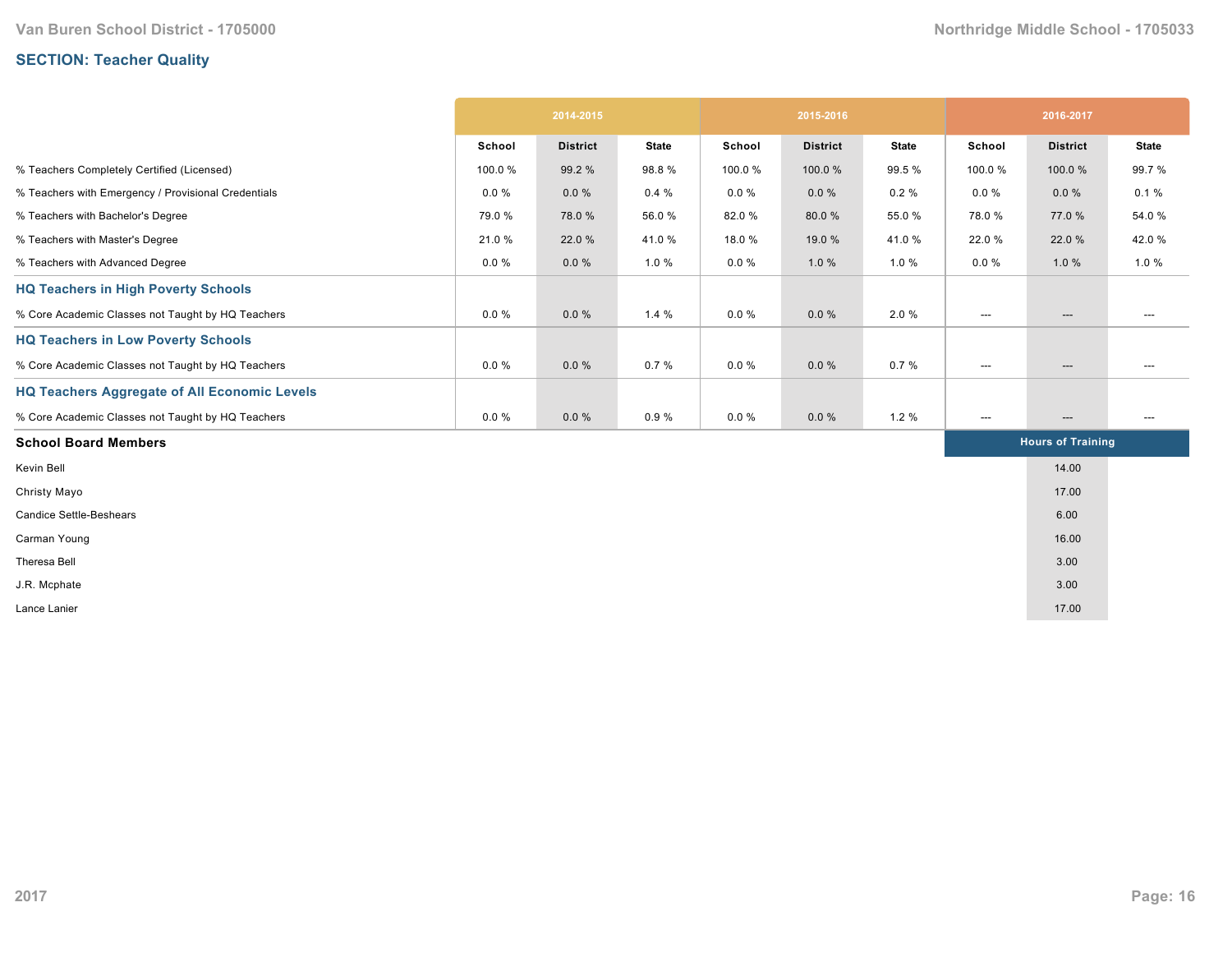## SECTION: Teacher Quality

| | 2014-2015 | | | 2015-2016 | | | 2016-2017 | | |
|---|---|---|---|---|---|---|---|---|---|
| | School | District | State | School | District | State | School | District | State |
| % Teachers Completely Certified (Licensed) | 100.0 % | 99.2 % | 98.8 % | 100.0 % | 100.0 % | 99.5 % | 100.0 % | 100.0 % | 99.7 % |
| % Teachers with Emergency / Provisional Credentials | 0.0 % | 0.0 % | 0.4 % | 0.0 % | 0.0 % | 0.2 % | 0.0 % | 0.0 % | 0.1 % |
| % Teachers with Bachelor's Degree | 79.0 % | 78.0 % | 56.0 % | 82.0 % | 80.0 % | 55.0 % | 78.0 % | 77.0 % | 54.0 % |
| % Teachers with Master's Degree | 21.0 % | 22.0 % | 41.0 % | 18.0 % | 19.0 % | 41.0 % | 22.0 % | 22.0 % | 42.0 % |
| % Teachers with Advanced Degree | 0.0 % | 0.0 % | 1.0 % | 0.0 % | 1.0 % | 1.0 % | 0.0 % | 1.0 % | 1.0 % |
| **HQ Teachers in High Poverty Schools** | | | | | | | | | |
| % Core Academic Classes not Taught by HQ Teachers | 0.0 % | 0.0 % | 1.4 % | 0.0 % | 0.0 % | 2.0 % | --- | --- | --- |
| **HQ Teachers in Low Poverty Schools** | | | | | | | | | |
| % Core Academic Classes not Taught by HQ Teachers | 0.0 % | 0.0 % | 0.7 % | 0.0 % | 0.0 % | 0.7 % | --- | --- | --- |
| **HQ Teachers Aggregate of All Economic Levels** | | | | | | | | | |
| % Core Academic Classes not Taught by HQ Teachers | 0.0 % | 0.0 % | 0.9 % | 0.0 % | 0.0 % | 1.2 % | --- | --- | --- |

| School Board Members | Hours of Training |
|---|---|
| Kevin Bell | 14.00 |
| Christy Mayo | 17.00 |
| Candice Settle-Ueshears | 6.00 |
| Carman Young | 16.00 |
| Theresa Bell | 3.00 |
| J.R. Mcphate | 3.00 |
| Lance Lanier | 17.00 |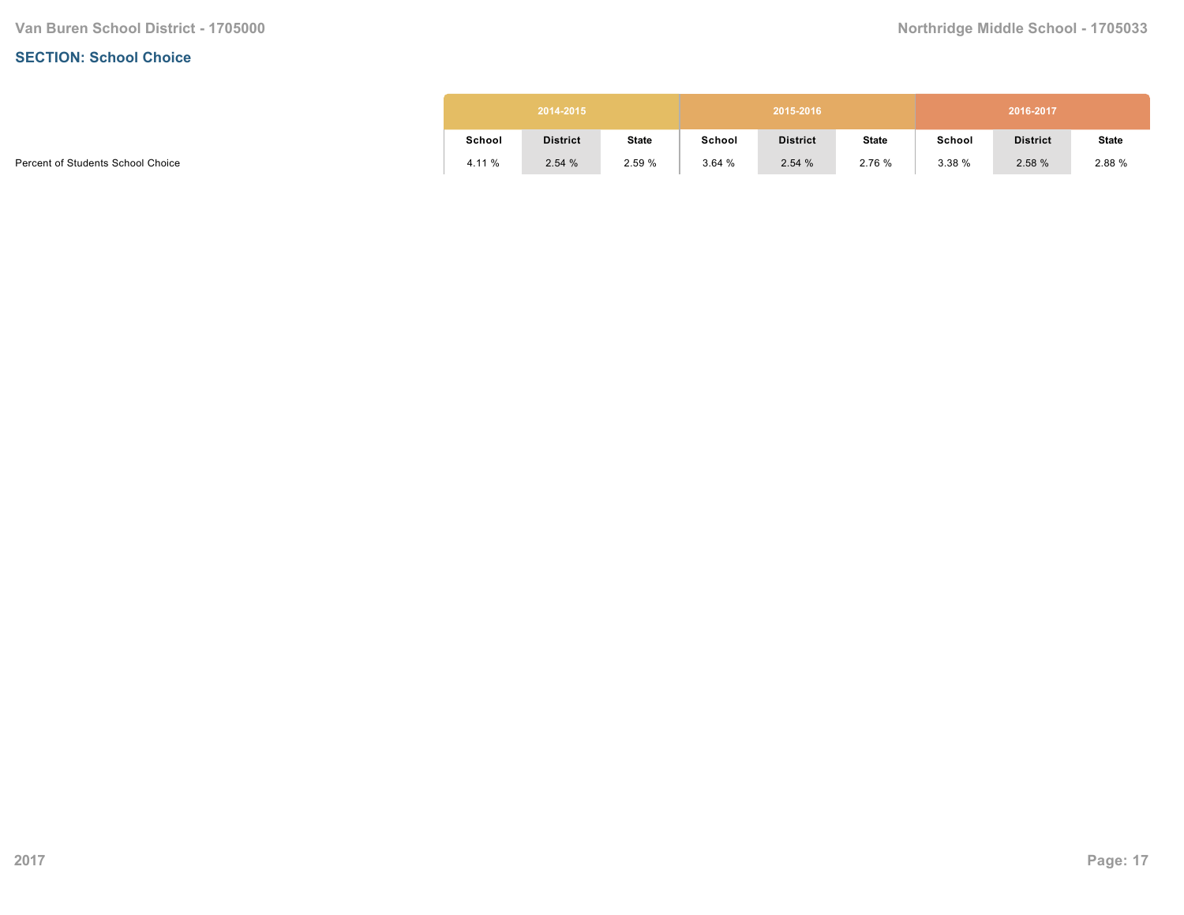## SECTION: School Choice

| | 2014-2015 | | | 2015-2016 | | | 2016-2017 | | |
|---|---|---|---|---|---|---|---|---|---|
| | School | District | State | School | District | State | School | District | State |
| Percent of Students School Choice | 4.11 % | 2.54 % | 2.59 % | 3.64 % | 2.54 % | 2.76 % | 3.38 % | 2.58 % | 2.88 % |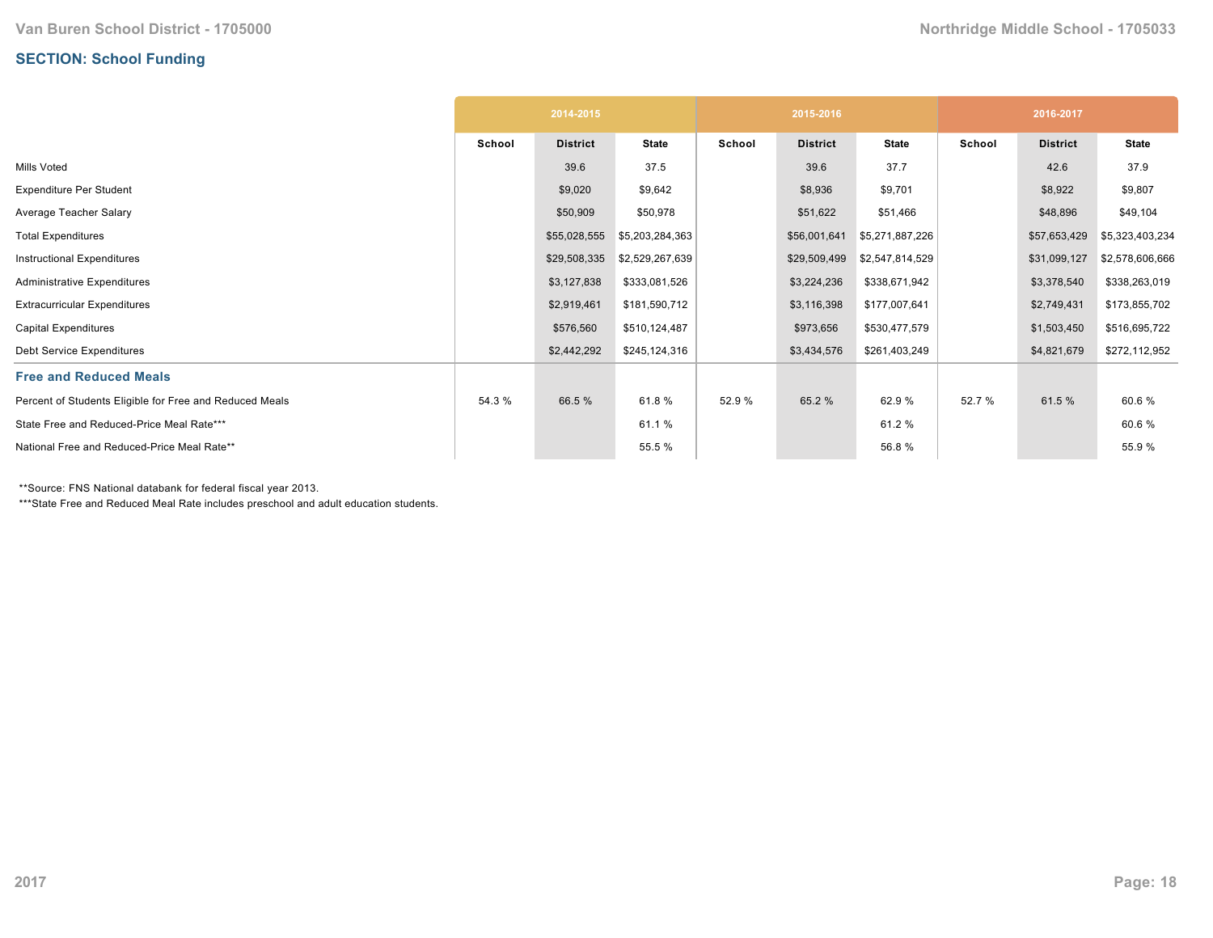## SECTION: School Funding

| | 2014-2015 | | | 2015-2016 | | | 2016-2017 | | |
|---|---|---|---|---|---|---|---|---|---|
| | School | District | State | School | District | State | School | District | State |
| Mills Voted | | 39.6 | 37.5 | | 39.6 | 37.7 | | 42.6 | 37.9 |
| Expenditure Per Student | | $9,020 | $9,642 | | $8,936 | $9,701 | | $8,922 | $9,807 |
| Average Teacher Salary | | $50,909 | $50,978 | | $51,622 | $51,466 | | $48,896 | $49,104 |
| Total Expenditures | | $55,028,555 | $5,203,284,363 | | $56,001,641 | $5,271,887,226 | | $57,653,429 | $5,323,403,234 |
| Instructional Expenditures | | $29,508,335 | $2,529,267,639 | | $29,509,499 | $2,547,814,529 | | $31,099,127 | $2,578,606,666 |
| Administrative Expenditures | | $3,127,838 | $333,081,526 | | $3,224,236 | $338,671,942 | | $3,378,540 | $338,263,019 |
| Extracurricular Expenditures | | $2,919,461 | $181,590,712 | | $3,116,398 | $177,007,641 | | $2,749,431 | $173,855,702 |
| Capital Expenditures | | $576,560 | $510,124,487 | | $973,656 | $530,477,579 | | $1,503,450 | $516,695,722 |
| Debt Service Expenditures | | $2,442,292 | $245,124,316 | | $3,434,576 | $261,403,249 | | $4,821,679 | $272,112,952 |
| **Free and Reduced Meals** | | | | | | | | | |
| Percent of Students Eligible for Free and Reduced Meals | 54.3 % | 66.5 % | 61.8 % | 52.9 % | 65.2 % | 62.9 % | 52.7 % | 61.5 % | 60.6 % |
| State Free and Reduced-Price Meal Rate*** | | | 61.1 % | | | 61.2 % | | | 60.6 % |
| National Free and Reduced-Price Meal Rate** | | | 55.5 % | | | 56.8 % | | | 55.9 % |

**Source: FNS National databank for federal fiscal year 2013.

***State Free and Reduced Meal Rate includes preschool and adult education students.